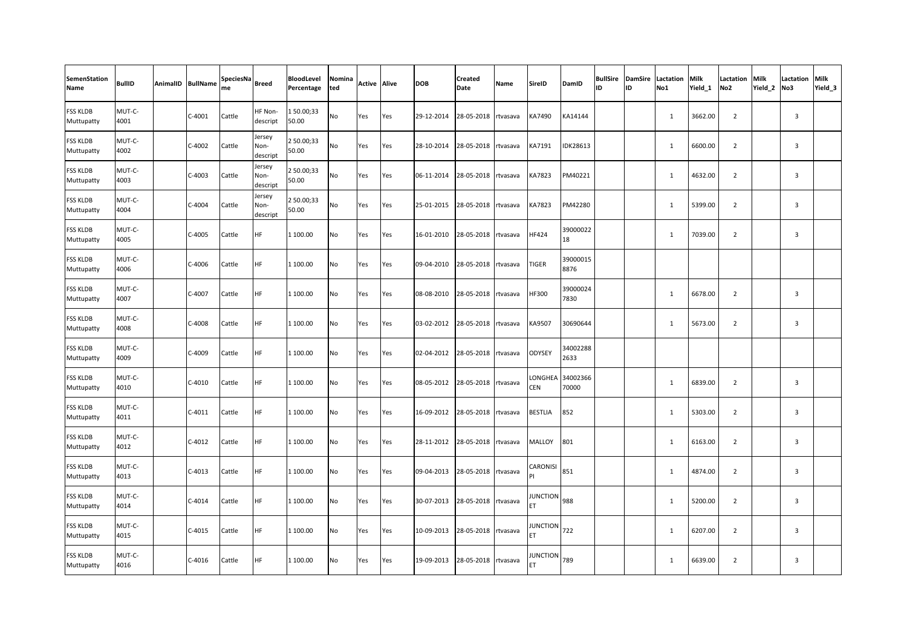| SemenStation Name | BullID | AnimalID | BullName | SpeciesName | Breed | BloodLevel Percentage | Nominated | Active | Alive | DOB | Created Date | Name | SireID | DamID | BullSire ID | DamSire ID | Lactation No1 | Milk Yield_1 | Lactation No2 | Milk Yield_2 | Lactation No3 | Milk Yield_3 |
|---|---|---|---|---|---|---|---|---|---|---|---|---|---|---|---|---|---|---|---|---|---|---|
| FSS KLDB Muttupatty | MUT-C-4001 | | C-4001 | Cattle | HF Non-descript | 1 50.00;33 50.00 | No | Yes | Yes | 29-12-2014 | 28-05-2018 | rtvasava | KA7490 | KA14144 | | | 1 | 3662.00 | 2 | | 3 | |
| FSS KLDB Muttupatty | MUT-C-4002 | | C-4002 | Cattle | Jersey Non-descript | 2 50.00;33 50.00 | No | Yes | Yes | 28-10-2014 | 28-05-2018 | rtvasava | KA7191 | IDK28613 | | | 1 | 6600.00 | 2 | | 3 | |
| FSS KLDB Muttupatty | MUT-C-4003 | | C-4003 | Cattle | Jersey Non-descript | 2 50.00;33 50.00 | No | Yes | Yes | 06-11-2014 | 28-05-2018 | rtvasava | KA7823 | PM40221 | | | 1 | 4632.00 | 2 | | 3 | |
| FSS KLDB Muttupatty | MUT-C-4004 | | C-4004 | Cattle | Jersey Non-descript | 2 50.00;33 50.00 | No | Yes | Yes | 25-01-2015 | 28-05-2018 | rtvasava | KA7823 | PM42280 | | | 1 | 5399.00 | 2 | | 3 | |
| FSS KLDB Muttupatty | MUT-C-4005 | | C-4005 | Cattle | HF | 1 100.00 | No | Yes | Yes | 16-01-2010 | 28-05-2018 | rtvasava | HF424 | 3900002218 | | | 1 | 7039.00 | 2 | | 3 | |
| FSS KLDB Muttupatty | MUT-C-4006 | | C-4006 | Cattle | HF | 1 100.00 | No | Yes | Yes | 09-04-2010 | 28-05-2018 | rtvasava | TIGER | 390000158876 | | | | | | | | |
| FSS KLDB Muttupatty | MUT-C-4007 | | C-4007 | Cattle | HF | 1 100.00 | No | Yes | Yes | 08-08-2010 | 28-05-2018 | rtvasava | HF300 | 390000247830 | | | 1 | 6678.00 | 2 | | 3 | |
| FSS KLDB Muttupatty | MUT-C-4008 | | C-4008 | Cattle | HF | 1 100.00 | No | Yes | Yes | 03-02-2012 | 28-05-2018 | rtvasava | KA9507 | 30690644 | | | 1 | 5673.00 | 2 | | 3 | |
| FSS KLDB Muttupatty | MUT-C-4009 | | C-4009 | Cattle | HF | 1 100.00 | No | Yes | Yes | 02-04-2012 | 28-05-2018 | rtvasava | ODYSEY | 340022882633 | | | | | | | | |
| FSS KLDB Muttupatty | MUT-C-4010 | | C-4010 | Cattle | HF | 1 100.00 | No | Yes | Yes | 08-05-2012 | 28-05-2018 | rtvasava | LONGHEACEN | 3400236670000 | | | 1 | 6839.00 | 2 | | 3 | |
| FSS KLDB Muttupatty | MUT-C-4011 | | C-4011 | Cattle | HF | 1 100.00 | No | Yes | Yes | 16-09-2012 | 28-05-2018 | rtvasava | BESTLIA | 852 | | | 1 | 5303.00 | 2 | | 3 | |
| FSS KLDB Muttupatty | MUT-C-4012 | | C-4012 | Cattle | HF | 1 100.00 | No | Yes | Yes | 28-11-2012 | 28-05-2018 | rtvasava | MALLOY | 801 | | | 1 | 6163.00 | 2 | | 3 | |
| FSS KLDB Muttupatty | MUT-C-4013 | | C-4013 | Cattle | HF | 1 100.00 | No | Yes | Yes | 09-04-2013 | 28-05-2018 | rtvasava | CARONISIPI | 851 | | | 1 | 4874.00 | 2 | | 3 | |
| FSS KLDB Muttupatty | MUT-C-4014 | | C-4014 | Cattle | HF | 1 100.00 | No | Yes | Yes | 30-07-2013 | 28-05-2018 | rtvasava | JUNCTIONET | 988 | | | 1 | 5200.00 | 2 | | 3 | |
| FSS KLDB Muttupatty | MUT-C-4015 | | C-4015 | Cattle | HF | 1 100.00 | No | Yes | Yes | 10-09-2013 | 28-05-2018 | rtvasava | JUNCTIONET | 722 | | | 1 | 6207.00 | 2 | | 3 | |
| FSS KLDB Muttupatty | MUT-C-4016 | | C-4016 | Cattle | HF | 1 100.00 | No | Yes | Yes | 19-09-2013 | 28-05-2018 | rtvasava | JUNCTIONET | 789 | | | 1 | 6639.00 | 2 | | 3 | |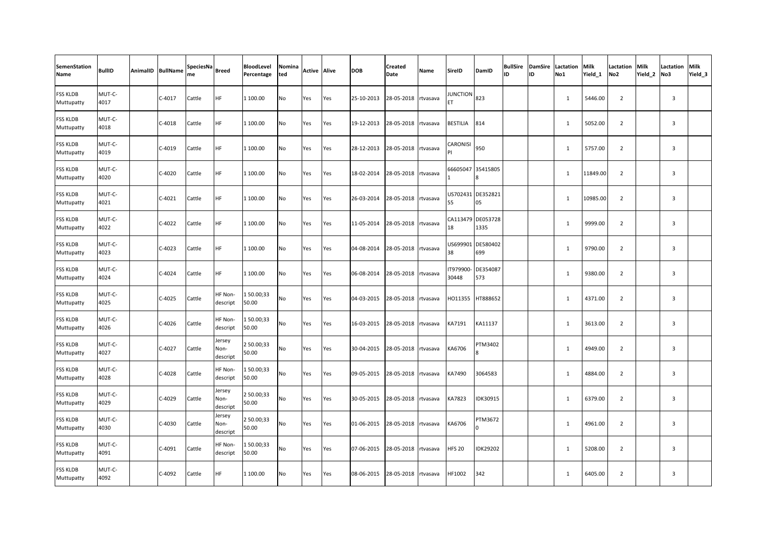| SemenStation Name | BullID | AnimalID | BullName | SpeciesName | Breed | BloodLevel Percentage | Nominated | Active | Alive | DOB | Created Date | Name | SireID | DamID | BullSire ID | DamSire ID | Lactation No1 | Milk Yield_1 | Lactation No2 | Milk Yield_2 | Lactation No3 | Milk Yield_3 |
|---|---|---|---|---|---|---|---|---|---|---|---|---|---|---|---|---|---|---|---|---|---|---|
| FSS KLDB Muttupatty | MUT-C-4017 | | C-4017 | Cattle | HF | 1 100.00 | No | Yes | Yes | 25-10-2013 | 28-05-2018 | rtvasava | JUNCTION ET | 823 | | | 1 | 5446.00 | 2 | | 3 | |
| FSS KLDB Muttupatty | MUT-C-4018 | | C-4018 | Cattle | HF | 1 100.00 | No | Yes | Yes | 19-12-2013 | 28-05-2018 | rtvasava | BESTILIA | 814 | | | 1 | 5052.00 | 2 | | 3 | |
| FSS KLDB Muttupatty | MUT-C-4019 | | C-4019 | Cattle | HF | 1 100.00 | No | Yes | Yes | 28-12-2013 | 28-05-2018 | rtvasava | CARONISI PI | 950 | | | 1 | 5757.00 | 2 | | 3 | |
| FSS KLDB Muttupatty | MUT-C-4020 | | C-4020 | Cattle | HF | 1 100.00 | No | Yes | Yes | 18-02-2014 | 28-05-2018 | rtvasava | 666050471 | 354158058 | | | 1 | 11849.00 | 2 | | 3 | |
| FSS KLDB Muttupatty | MUT-C-4021 | | C-4021 | Cattle | HF | 1 100.00 | No | Yes | Yes | 26-03-2014 | 28-05-2018 | rtvasava | US70243155 | DE35282105 | | | 1 | 10985.00 | 2 | | 3 | |
| FSS KLDB Muttupatty | MUT-C-4022 | | C-4022 | Cattle | HF | 1 100.00 | No | Yes | Yes | 11-05-2014 | 28-05-2018 | rtvasava | CA11347918 | DE0537281335 | | | 1 | 9999.00 | 2 | | 3 | |
| FSS KLDB Muttupatty | MUT-C-4023 | | C-4023 | Cattle | HF | 1 100.00 | No | Yes | Yes | 04-08-2014 | 28-05-2018 | rtvasava | US69990138 | DE580402699 | | | 1 | 9790.00 | 2 | | 3 | |
| FSS KLDB Muttupatty | MUT-C-4024 | | C-4024 | Cattle | HF | 1 100.00 | No | Yes | Yes | 06-08-2014 | 28-05-2018 | rtvasava | IT979900-30448 | DE354087573 | | | 1 | 9380.00 | 2 | | 3 | |
| FSS KLDB Muttupatty | MUT-C-4025 | | C-4025 | Cattle | HF Non-descript | 1 50.00;33 50.00 | No | Yes | Yes | 04-03-2015 | 28-05-2018 | rtvasava | HO11355 | HT888652 | | | 1 | 4371.00 | 2 | | 3 | |
| FSS KLDB Muttupatty | MUT-C-4026 | | C-4026 | Cattle | HF Non-descript | 1 50.00;33 50.00 | No | Yes | Yes | 16-03-2015 | 28-05-2018 | rtvasava | KA7191 | KA11137 | | | 1 | 3613.00 | 2 | | 3 | |
| FSS KLDB Muttupatty | MUT-C-4027 | | C-4027 | Cattle | Jersey Non-descript | 2 50.00;33 50.00 | No | Yes | Yes | 30-04-2015 | 28-05-2018 | rtvasava | KA6706 | PTM34028 | | | 1 | 4949.00 | 2 | | 3 | |
| FSS KLDB Muttupatty | MUT-C-4028 | | C-4028 | Cattle | HF Non-descript | 1 50.00;33 50.00 | No | Yes | Yes | 09-05-2015 | 28-05-2018 | rtvasava | KA7490 | 3064583 | | | 1 | 4884.00 | 2 | | 3 | |
| FSS KLDB Muttupatty | MUT-C-4029 | | C-4029 | Cattle | Jersey Non-descript | 2 50.00;33 50.00 | No | Yes | Yes | 30-05-2015 | 28-05-2018 | rtvasava | KA7823 | IDK30915 | | | 1 | 6379.00 | 2 | | 3 | |
| FSS KLDB Muttupatty | MUT-C-4030 | | C-4030 | Cattle | Jersey Non-descript | 2 50.00;33 50.00 | No | Yes | Yes | 01-06-2015 | 28-05-2018 | rtvasava | KA6706 | PTM36720 | | | 1 | 4961.00 | 2 | | 3 | |
| FSS KLDB Muttupatty | MUT-C-4091 | | C-4091 | Cattle | HF Non-descript | 1 50.00;33 50.00 | No | Yes | Yes | 07-06-2015 | 28-05-2018 | rtvasava | HFS 20 | IDK29202 | | | 1 | 5208.00 | 2 | | 3 | |
| FSS KLDB Muttupatty | MUT-C-4092 | | C-4092 | Cattle | HF | 1 100.00 | No | Yes | Yes | 08-06-2015 | 28-05-2018 | rtvasava | HF1002 | 342 | | | 1 | 6405.00 | 2 | | 3 | |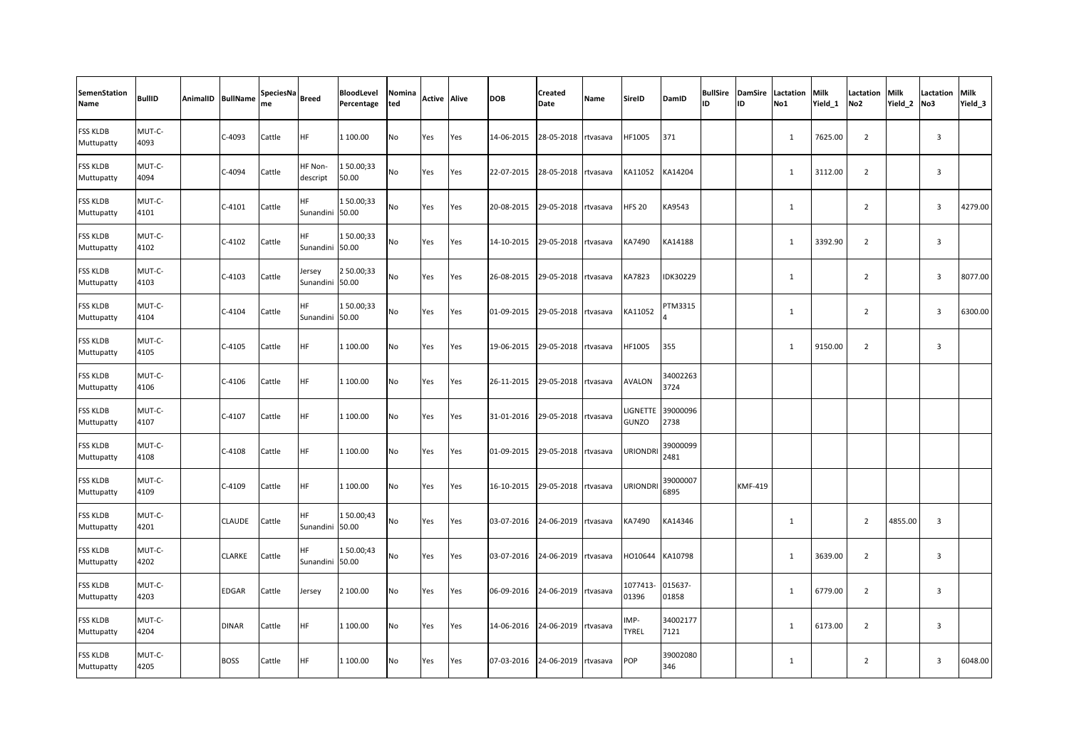| SemenStation Name | BullID | AnimalID | BullName | SpeciesName | Breed | BloodLevel Percentage | Nominated | Active | Alive | DOB | Created Date | Name | SireID | DamID | BullSire ID | DamSire ID | Lactation No1 | Milk Yield_1 | Lactation No2 | Milk Yield_2 | Lactation No3 | Milk Yield_3 |
|---|---|---|---|---|---|---|---|---|---|---|---|---|---|---|---|---|---|---|---|---|---|---|
| FSS KLDB Muttupatty | MUT-C-4093 | | C-4093 | Cattle | HF | 1 100.00 | No | Yes | Yes | 14-06-2015 | 28-05-2018 | rtvasava | HF1005 | 371 | | | 1 | 7625.00 | 2 | | 3 | |
| FSS KLDB Muttupatty | MUT-C-4094 | | C-4094 | Cattle | HF Non-descript | 1 50.00;33 50.00 | No | Yes | Yes | 22-07-2015 | 28-05-2018 | rtvasava | KA11052 | KA14204 | | | 1 | 3112.00 | 2 | | 3 | |
| FSS KLDB Muttupatty | MUT-C-4101 | | C-4101 | Cattle | HF Sunandini | 1 50.00;33 50.00 | No | Yes | Yes | 20-08-2015 | 29-05-2018 | rtvasava | HFS 20 | KA9543 | | | 1 | | 2 | | 3 | 4279.00 |
| FSS KLDB Muttupatty | MUT-C-4102 | | C-4102 | Cattle | HF Sunandini | 1 50.00;33 50.00 | No | Yes | Yes | 14-10-2015 | 29-05-2018 | rtvasava | KA7490 | KA14188 | | | 1 | 3392.90 | 2 | | 3 | |
| FSS KLDB Muttupatty | MUT-C-4103 | | C-4103 | Cattle | Jersey Sunandini | 2 50.00;33 50.00 | No | Yes | Yes | 26-08-2015 | 29-05-2018 | rtvasava | KA7823 | IDK30229 | | | 1 | | 2 | | 3 | 8077.00 |
| FSS KLDB Muttupatty | MUT-C-4104 | | C-4104 | Cattle | HF Sunandini | 1 50.00;33 50.00 | No | Yes | Yes | 01-09-2015 | 29-05-2018 | rtvasava | KA11052 | PTM33154 | | | 1 | | 2 | | 3 | 6300.00 |
| FSS KLDB Muttupatty | MUT-C-4105 | | C-4105 | Cattle | HF | 1 100.00 | No | Yes | Yes | 19-06-2015 | 29-05-2018 | rtvasava | HF1005 | 355 | | | 1 | 9150.00 | 2 | | 3 | |
| FSS KLDB Muttupatty | MUT-C-4106 | | C-4106 | Cattle | HF | 1 100.00 | No | Yes | Yes | 26-11-2015 | 29-05-2018 | rtvasava | AVALON | 340022633724 | | | | | | | | |
| FSS KLDB Muttupatty | MUT-C-4107 | | C-4107 | Cattle | HF | 1 100.00 | No | Yes | Yes | 31-01-2016 | 29-05-2018 | rtvasava | LIGNETTE GUNZO | 390000962738 | | | | | | | | |
| FSS KLDB Muttupatty | MUT-C-4108 | | C-4108 | Cattle | HF | 1 100.00 | No | Yes | Yes | 01-09-2015 | 29-05-2018 | rtvasava | URIONDRI | 390000992481 | | | | | | | | |
| FSS KLDB Muttupatty | MUT-C-4109 | | C-4109 | Cattle | HF | 1 100.00 | No | Yes | Yes | 16-10-2015 | 29-05-2018 | rtvasava | URIONDRI | 390000076895 | | KMF-419 | | | | | | |
| FSS KLDB Muttupatty | MUT-C-4201 | | CLAUDE | Cattle | HF Sunandini | 1 50.00;43 50.00 | No | Yes | Yes | 03-07-2016 | 24-06-2019 | rtvasava | KA7490 | KA14346 | | | 1 | | 2 | 4855.00 | 3 | |
| FSS KLDB Muttupatty | MUT-C-4202 | | CLARKE | Cattle | HF Sunandini | 1 50.00;43 50.00 | No | Yes | Yes | 03-07-2016 | 24-06-2019 | rtvasava | HO10644 | KA10798 | | | 1 | 3639.00 | 2 | | 3 | |
| FSS KLDB Muttupatty | MUT-C-4203 | | EDGAR | Cattle | Jersey | 2 100.00 | No | Yes | Yes | 06-09-2016 | 24-06-2019 | rtvasava | 1077413-01396 | 015637-01858 | | | 1 | 6779.00 | 2 | | 3 | |
| FSS KLDB Muttupatty | MUT-C-4204 | | DINAR | Cattle | HF | 1 100.00 | No | Yes | Yes | 14-06-2016 | 24-06-2019 | rtvasava | IMP-TYREL | 340021777121 | | | 1 | 6173.00 | 2 | | 3 | |
| FSS KLDB Muttupatty | MUT-C-4205 | | BOSS | Cattle | HF | 1 100.00 | No | Yes | Yes | 07-03-2016 | 24-06-2019 | rtvasava | POP | 39002080346 | | | 1 | | 2 | | 3 | 6048.00 |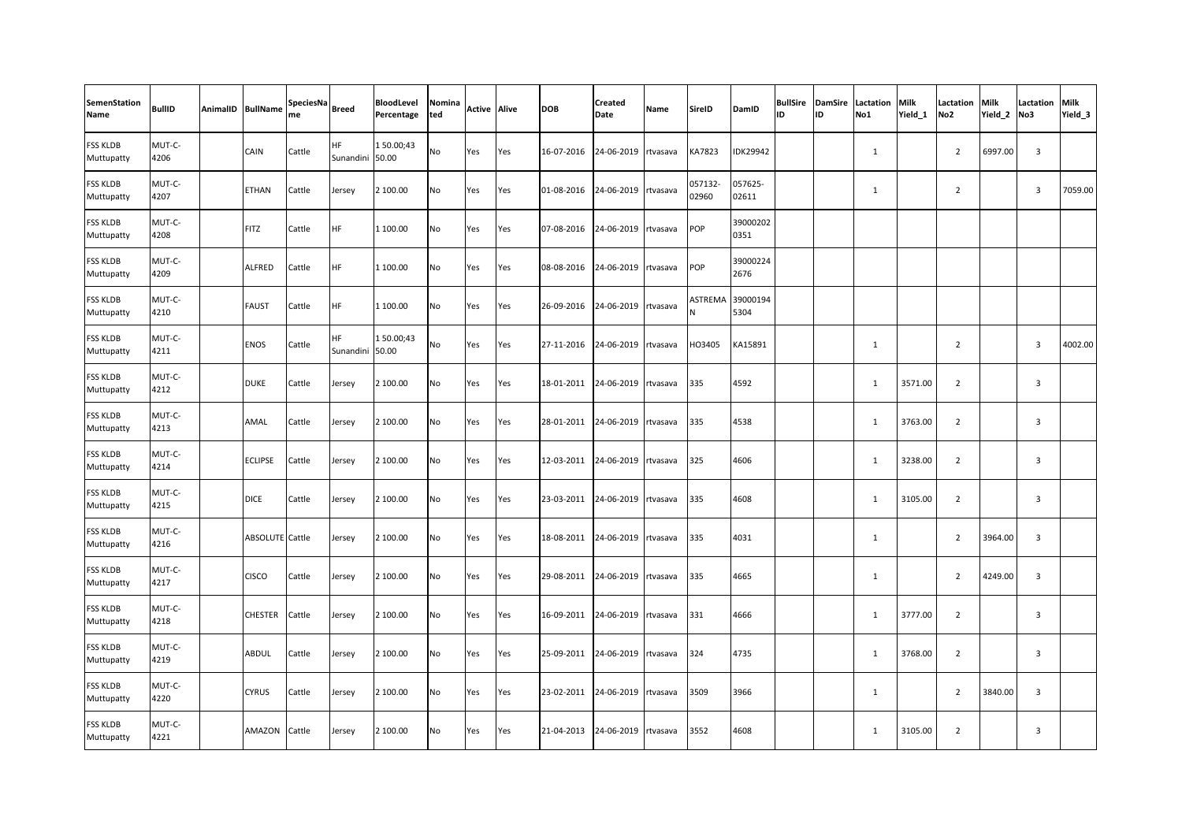| SemenStation Name | BullID | AnimalID | BullName | SpeciesName | Breed | BloodLevel Percentage | Nominated | Active | Alive | DOB | Created Date | Name | SireID | DamID | BullSire ID | DamSire ID | Lactation No1 | Milk Yield_1 | Lactation No2 | Milk Yield_2 | Lactation No3 | Milk Yield_3 |
|---|---|---|---|---|---|---|---|---|---|---|---|---|---|---|---|---|---|---|---|---|---|---|
| FSS KLDB Muttupatty | MUT-C-4206 | | CAIN | Cattle | HF Sunandini | 1 50.00;43 50.00 | No | Yes | Yes | 16-07-2016 | 24-06-2019 | rtvasava | KA7823 | IDK29942 | | | 1 | | 2 | 6997.00 | 3 | |
| FSS KLDB Muttupatty | MUT-C-4207 | | ETHAN | Cattle | Jersey | 2 100.00 | No | Yes | Yes | 01-08-2016 | 24-06-2019 | rtvasava | 057132-02960 | 057625-02611 | | | 1 | | 2 | | 3 | 7059.00 |
| FSS KLDB Muttupatty | MUT-C-4208 | | FITZ | Cattle | HF | 1 100.00 | No | Yes | Yes | 07-08-2016 | 24-06-2019 | rtvasava | POP | 390002020351 | | | | | | | | |
| FSS KLDB Muttupatty | MUT-C-4209 | | ALFRED | Cattle | HF | 1 100.00 | No | Yes | Yes | 08-08-2016 | 24-06-2019 | rtvasava | POP | 390002242676 | | | | | | | | |
| FSS KLDB Muttupatty | MUT-C-4210 | | FAUST | Cattle | HF | 1 100.00 | No | Yes | Yes | 26-09-2016 | 24-06-2019 | rtvasava | ASTREMAN | 390001945304 | | | | | | | | |
| FSS KLDB Muttupatty | MUT-C-4211 | | ENOS | Cattle | HF Sunandini | 1 50.00;43 50.00 | No | Yes | Yes | 27-11-2016 | 24-06-2019 | rtvasava | HO3405 | KA15891 | | | 1 | | 2 | | 3 | 4002.00 |
| FSS KLDB Muttupatty | MUT-C-4212 | | DUKE | Cattle | Jersey | 2 100.00 | No | Yes | Yes | 18-01-2011 | 24-06-2019 | rtvasava | 335 | 4592 | | | 1 | 3571.00 | 2 | | 3 | |
| FSS KLDB Muttupatty | MUT-C-4213 | | AMAL | Cattle | Jersey | 2 100.00 | No | Yes | Yes | 28-01-2011 | 24-06-2019 | rtvasava | 335 | 4538 | | | 1 | 3763.00 | 2 | | 3 | |
| FSS KLDB Muttupatty | MUT-C-4214 | | ECLIPSE | Cattle | Jersey | 2 100.00 | No | Yes | Yes | 12-03-2011 | 24-06-2019 | rtvasava | 325 | 4606 | | | 1 | 3238.00 | 2 | | 3 | |
| FSS KLDB Muttupatty | MUT-C-4215 | | DICE | Cattle | Jersey | 2 100.00 | No | Yes | Yes | 23-03-2011 | 24-06-2019 | rtvasava | 335 | 4608 | | | 1 | 3105.00 | 2 | | 3 | |
| FSS KLDB Muttupatty | MUT-C-4216 | | ABSOLUTE | Cattle | Jersey | 2 100.00 | No | Yes | Yes | 18-08-2011 | 24-06-2019 | rtvasava | 335 | 4031 | | | 1 | | 2 | 3964.00 | 3 | |
| FSS KLDB Muttupatty | MUT-C-4217 | | CISCO | Cattle | Jersey | 2 100.00 | No | Yes | Yes | 29-08-2011 | 24-06-2019 | rtvasava | 335 | 4665 | | | 1 | | 2 | 4249.00 | 3 | |
| FSS KLDB Muttupatty | MUT-C-4218 | | CHESTER | Cattle | Jersey | 2 100.00 | No | Yes | Yes | 16-09-2011 | 24-06-2019 | rtvasava | 331 | 4666 | | | 1 | 3777.00 | 2 | | 3 | |
| FSS KLDB Muttupatty | MUT-C-4219 | | ABDUL | Cattle | Jersey | 2 100.00 | No | Yes | Yes | 25-09-2011 | 24-06-2019 | rtvasava | 324 | 4735 | | | 1 | 3768.00 | 2 | | 3 | |
| FSS KLDB Muttupatty | MUT-C-4220 | | CYRUS | Cattle | Jersey | 2 100.00 | No | Yes | Yes | 23-02-2011 | 24-06-2019 | rtvasava | 3509 | 3966 | | | 1 | | 2 | 3840.00 | 3 | |
| FSS KLDB Muttupatty | MUT-C-4221 | | AMAZON | Cattle | Jersey | 2 100.00 | No | Yes | Yes | 21-04-2013 | 24-06-2019 | rtvasava | 3552 | 4608 | | | 1 | 3105.00 | 2 | | 3 | |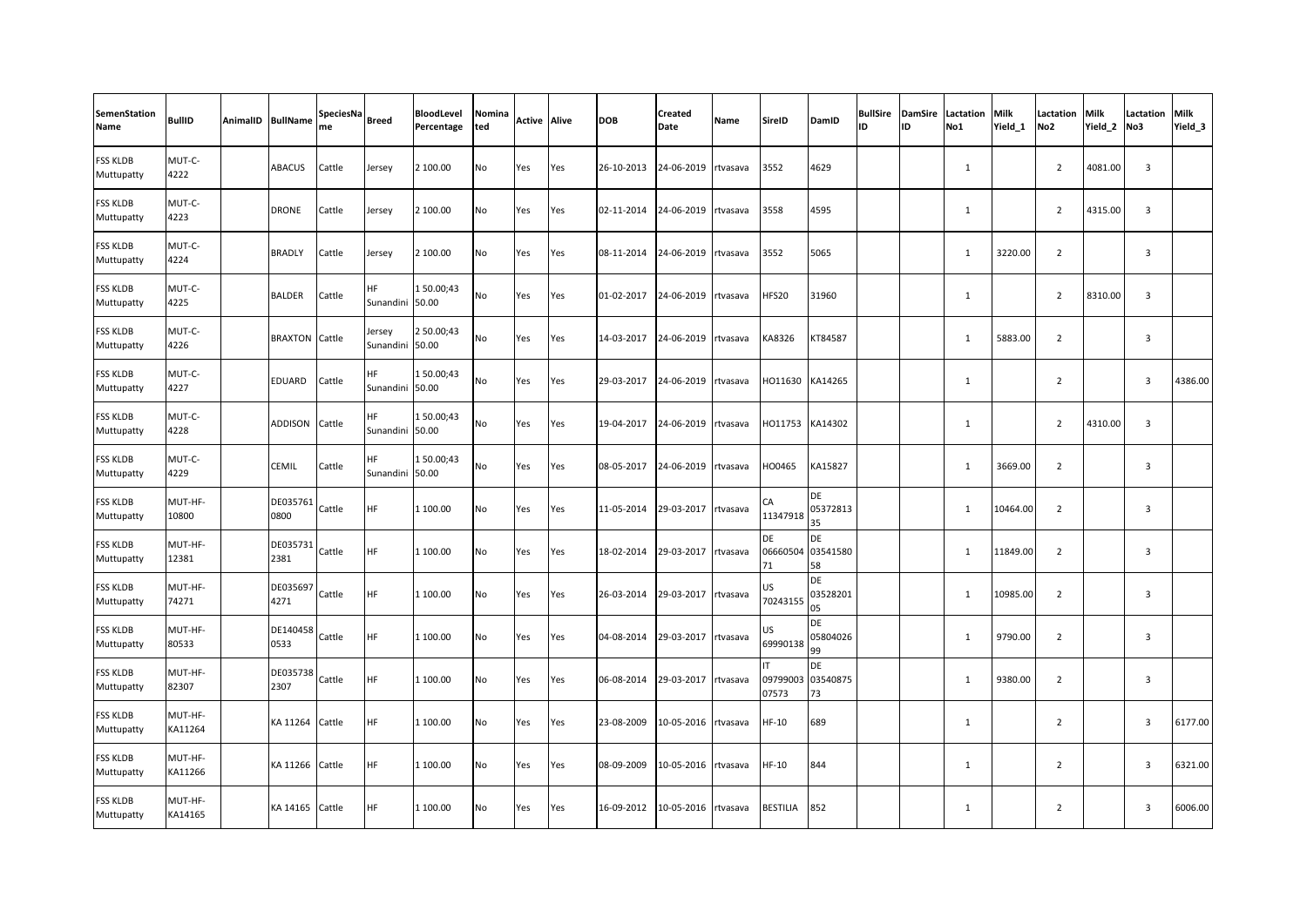| SemenStation Name | BullID | AnimalID | BullName | SpeciesName | Breed | BloodLevel Percentage | Nominated | Active | Alive | DOB | Created Date | Name | SireID | DamID | BullSire ID | DamSire ID | Lactation No1 | Milk Yield_1 | Lactation No2 | Milk Yield_2 | Lactation No3 | Milk Yield_3 |
|---|---|---|---|---|---|---|---|---|---|---|---|---|---|---|---|---|---|---|---|---|---|---|
| FSS KLDB Muttupatty | MUT-C-4222 | | ABACUS | Cattle | Jersey | 2 100.00 | No | Yes | Yes | 26-10-2013 | 24-06-2019 | rtvasava | 3552 | 4629 | | | 1 | | 2 | 4081.00 | 3 | |
| FSS KLDB Muttupatty | MUT-C-4223 | | DRONE | Cattle | Jersey | 2 100.00 | No | Yes | Yes | 02-11-2014 | 24-06-2019 | rtvasava | 3558 | 4595 | | | 1 | | 2 | 4315.00 | 3 | |
| FSS KLDB Muttupatty | MUT-C-4224 | | BRADLY | Cattle | Jersey | 2 100.00 | No | Yes | Yes | 08-11-2014 | 24-06-2019 | rtvasava | 3552 | 5065 | | | 1 | 3220.00 | 2 | | 3 | |
| FSS KLDB Muttupatty | MUT-C-4225 | | BALDER | Cattle | HF Sunandini | 1 50.00;43 50.00 | No | Yes | Yes | 01-02-2017 | 24-06-2019 | rtvasava | HFS20 | 31960 | | | 1 | | 2 | 8310.00 | 3 | |
| FSS KLDB Muttupatty | MUT-C-4226 | | BRAXTON | Cattle | Jersey Sunandini | 2 50.00;43 50.00 | No | Yes | Yes | 14-03-2017 | 24-06-2019 | rtvasava | KA8326 | KT84587 | | | 1 | 5883.00 | 2 | | 3 | |
| FSS KLDB Muttupatty | MUT-C-4227 | | EDUARD | Cattle | HF Sunandini | 1 50.00;43 50.00 | No | Yes | Yes | 29-03-2017 | 24-06-2019 | rtvasava | HO11630 | KA14265 | | | 1 | | 2 | | 3 | 4386.00 |
| FSS KLDB Muttupatty | MUT-C-4228 | | ADDISON | Cattle | HF Sunandini | 1 50.00;43 50.00 | No | Yes | Yes | 19-04-2017 | 24-06-2019 | rtvasava | HO11753 | KA14302 | | | 1 | | 2 | 4310.00 | 3 | |
| FSS KLDB Muttupatty | MUT-C-4229 | | CEMIL | Cattle | HF Sunandini | 1 50.00;43 50.00 | No | Yes | Yes | 08-05-2017 | 24-06-2019 | rtvasava | HO0465 | KA15827 | | | 1 | 3669.00 | 2 | | 3 | |
| FSS KLDB Muttupatty | MUT-HF-10800 | | DE0357610800 | Cattle | HF | 1 100.00 | No | Yes | Yes | 11-05-2014 | 29-03-2017 | rtvasava | CA 11347918 | DE 0537281335 | | | 1 | 10464.00 | 2 | | 3 | |
| FSS KLDB Muttupatty | MUT-HF-12381 | | DE0357312381 | Cattle | HF | 1 100.00 | No | Yes | Yes | 18-02-2014 | 29-03-2017 | rtvasava | DE 0666050471 | DE 0354158058 | | | 1 | 11849.00 | 2 | | 3 | |
| FSS KLDB Muttupatty | MUT-HF-74271 | | DE0356974271 | Cattle | HF | 1 100.00 | No | Yes | Yes | 26-03-2014 | 29-03-2017 | rtvasava | US 70243155 | DE 0352820105 | | | 1 | 10985.00 | 2 | | 3 | |
| FSS KLDB Muttupatty | MUT-HF-80533 | | DE1404580533 | Cattle | HF | 1 100.00 | No | Yes | Yes | 04-08-2014 | 29-03-2017 | rtvasava | US 69990138 | DE 0580402699 | | | 1 | 9790.00 | 2 | | 3 | |
| FSS KLDB Muttupatty | MUT-HF-82307 | | DE0357382307 | Cattle | HF | 1 100.00 | No | Yes | Yes | 06-08-2014 | 29-03-2017 | rtvasava | IT 0979900307573 | DE 0354087573 | | | 1 | 9380.00 | 2 | | 3 | |
| FSS KLDB Muttupatty | MUT-HF-KA11264 | | KA 11264 | Cattle | HF | 1 100.00 | No | Yes | Yes | 23-08-2009 | 10-05-2016 | rtvasava | HF-10 | 689 | | | 1 | | 2 | | 3 | 6177.00 |
| FSS KLDB Muttupatty | MUT-HF-KA11266 | | KA 11266 | Cattle | HF | 1 100.00 | No | Yes | Yes | 08-09-2009 | 10-05-2016 | rtvasava | HF-10 | 844 | | | 1 | | 2 | | 3 | 6321.00 |
| FSS KLDB Muttupatty | MUT-HF-KA14165 | | KA 14165 | Cattle | HF | 1 100.00 | No | Yes | Yes | 16-09-2012 | 10-05-2016 | rtvasava | BESTILIA | 852 | | | 1 | | 2 | | 3 | 6006.00 |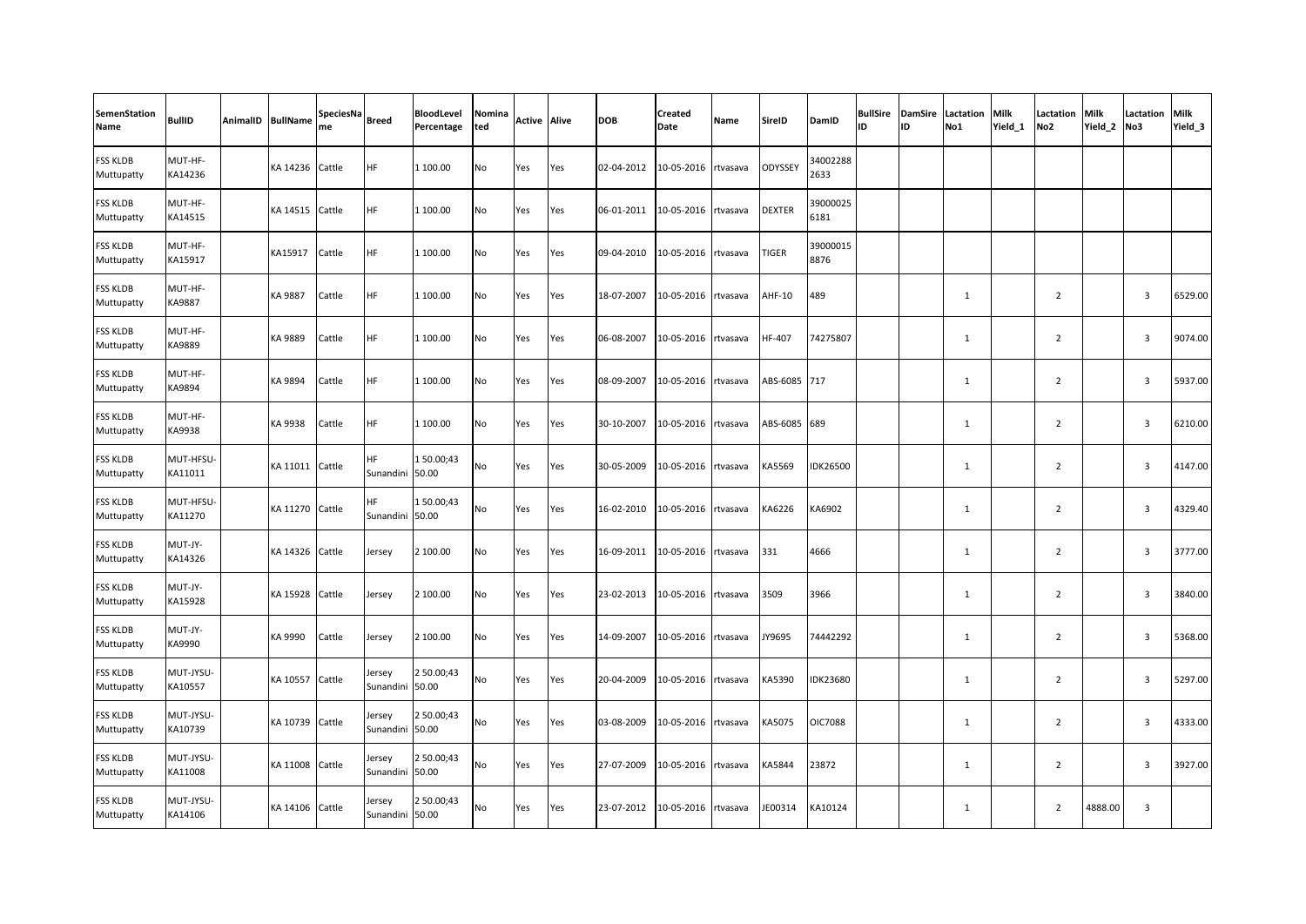| SemenStation Name | BullID | AnimalID | BullName | SpeciesName | Breed | BloodLevel Percentage | Nominated | Active | Alive | DOB | Created Date | Name | SireID | DamID | BullSire ID | DamSire ID | Lactation No1 | Milk Yield_1 | Lactation No2 | Milk Yield_2 | Lactation No3 | Milk Yield_3 |
|---|---|---|---|---|---|---|---|---|---|---|---|---|---|---|---|---|---|---|---|---|---|---|
| FSS KLDB Muttupatty | MUT-HF-KA14236 | | KA 14236 | Cattle | HF | 1 100.00 | No | Yes | Yes | 02-04-2012 | 10-05-2016 | rtvasava | ODYSSEY | 340022882633 | | | | | | | | |
| FSS KLDB Muttupatty | MUT-HF-KA14515 | | KA 14515 | Cattle | HF | 1 100.00 | No | Yes | Yes | 06-01-2011 | 10-05-2016 | rtvasava | DEXTER | 390000256181 | | | | | | | | |
| FSS KLDB Muttupatty | MUT-HF-KA15917 | | KA15917 | Cattle | HF | 1 100.00 | No | Yes | Yes | 09-04-2010 | 10-05-2016 | rtvasava | TIGER | 390000158876 | | | | | | | | |
| FSS KLDB Muttupatty | MUT-HF-KA9887 | | KA 9887 | Cattle | HF | 1 100.00 | No | Yes | Yes | 18-07-2007 | 10-05-2016 | rtvasava | AHF-10 | 489 | | | 1 | | 2 | | 3 | 6529.00 |
| FSS KLDB Muttupatty | MUT-HF-KA9889 | | KA 9889 | Cattle | HF | 1 100.00 | No | Yes | Yes | 06-08-2007 | 10-05-2016 | rtvasava | HF-407 | 74275807 | | | 1 | | 2 | | 3 | 9074.00 |
| FSS KLDB Muttupatty | MUT-HF-KA9894 | | KA 9894 | Cattle | HF | 1 100.00 | No | Yes | Yes | 08-09-2007 | 10-05-2016 | rtvasava | ABS-6085 | 717 | | | 1 | | 2 | | 3 | 5937.00 |
| FSS KLDB Muttupatty | MUT-HF-KA9938 | | KA 9938 | Cattle | HF | 1 100.00 | No | Yes | Yes | 30-10-2007 | 10-05-2016 | rtvasava | ABS-6085 | 689 | | | 1 | | 2 | | 3 | 6210.00 |
| FSS KLDB Muttupatty | MUT-HFSU-KA11011 | | KA 11011 | Cattle | HF Sunandini | 1 50.00;43 50.00 | No | Yes | Yes | 30-05-2009 | 10-05-2016 | rtvasava | KA5569 | IDK26500 | | | 1 | | 2 | | 3 | 4147.00 |
| FSS KLDB Muttupatty | MUT-HFSU-KA11270 | | KA 11270 | Cattle | HF Sunandini | 1 50.00;43 50.00 | No | Yes | Yes | 16-02-2010 | 10-05-2016 | rtvasava | KA6226 | KA6902 | | | 1 | | 2 | | 3 | 4329.40 |
| FSS KLDB Muttupatty | MUT-JY-KA14326 | | KA 14326 | Cattle | Jersey | 2 100.00 | No | Yes | Yes | 16-09-2011 | 10-05-2016 | rtvasava | 331 | 4666 | | | 1 | | 2 | | 3 | 3777.00 |
| FSS KLDB Muttupatty | MUT-JY-KA15928 | | KA 15928 | Cattle | Jersey | 2 100.00 | No | Yes | Yes | 23-02-2013 | 10-05-2016 | rtvasava | 3509 | 3966 | | | 1 | | 2 | | 3 | 3840.00 |
| FSS KLDB Muttupatty | MUT-JY-KA9990 | | KA 9990 | Cattle | Jersey | 2 100.00 | No | Yes | Yes | 14-09-2007 | 10-05-2016 | rtvasava | JY9695 | 74442292 | | | 1 | | 2 | | 3 | 5368.00 |
| FSS KLDB Muttupatty | MUT-JYSU-KA10557 | | KA 10557 | Cattle | Jersey Sunandini | 2 50.00;43 50.00 | No | Yes | Yes | 20-04-2009 | 10-05-2016 | rtvasava | KA5390 | IDK23680 | | | 1 | | 2 | | 3 | 5297.00 |
| FSS KLDB Muttupatty | MUT-JYSU-KA10739 | | KA 10739 | Cattle | Jersey Sunandini | 2 50.00;43 50.00 | No | Yes | Yes | 03-08-2009 | 10-05-2016 | rtvasava | KA5075 | OIC7088 | | | 1 | | 2 | | 3 | 4333.00 |
| FSS KLDB Muttupatty | MUT-JYSU-KA11008 | | KA 11008 | Cattle | Jersey Sunandini | 2 50.00;43 50.00 | No | Yes | Yes | 27-07-2009 | 10-05-2016 | rtvasava | KA5844 | 23872 | | | 1 | | 2 | | 3 | 3927.00 |
| FSS KLDB Muttupatty | MUT-JYSU-KA14106 | | KA 14106 | Cattle | Jersey Sunandini | 2 50.00;43 50.00 | No | Yes | Yes | 23-07-2012 | 10-05-2016 | rtvasava | JE00314 | KA10124 | | | 1 | | 2 | 4888.00 | 3 | |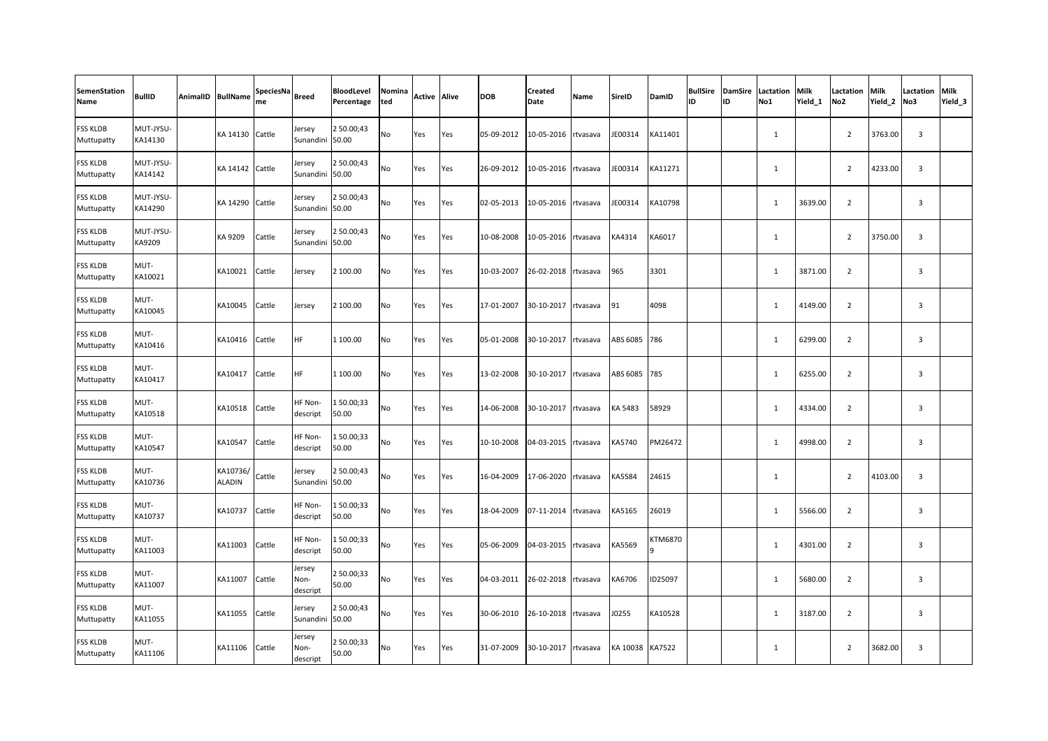| SemenStation Name | BullID | AnimalID | BullName | SpeciesName | Breed | BloodLevel Percentage | Nominated | Active | Alive | DOB | Created Date | Name | SireID | DamID | BullSire ID | DamSire ID | Lactation No1 | Milk Yield_1 | Lactation No2 | Milk Yield_2 | Lactation No3 | Milk Yield_3 |
|---|---|---|---|---|---|---|---|---|---|---|---|---|---|---|---|---|---|---|---|---|---|---|
| FSS KLDB Muttupatty | MUT-JYSU-KA14130 | | KA 14130 | Cattle | Jersey Sunandini | 2 50.00;43 50.00 | No | Yes | Yes | 05-09-2012 | 10-05-2016 | rtvasava | JE00314 | KA11401 | | | 1 | | 2 | 3763.00 | 3 | |
| FSS KLDB Muttupatty | MUT-JYSU-KA14142 | | KA 14142 | Cattle | Jersey Sunandini | 2 50.00;43 50.00 | No | Yes | Yes | 26-09-2012 | 10-05-2016 | rtvasava | JE00314 | KA11271 | | | 1 | | 2 | 4233.00 | 3 | |
| FSS KLDB Muttupatty | MUT-JYSU-KA14290 | | KA 14290 | Cattle | Jersey Sunandini | 2 50.00;43 50.00 | No | Yes | Yes | 02-05-2013 | 10-05-2016 | rtvasava | JE00314 | KA10798 | | | 1 | 3639.00 | 2 | | 3 | |
| FSS KLDB Muttupatty | MUT-JYSU-KA9209 | | KA 9209 | Cattle | Jersey Sunandini | 2 50.00;43 50.00 | No | Yes | Yes | 10-08-2008 | 10-05-2016 | rtvasava | KA4314 | KA6017 | | | 1 | | 2 | 3750.00 | 3 | |
| FSS KLDB Muttupatty | MUT-KA10021 | | KA10021 | Cattle | Jersey | 2 100.00 | No | Yes | Yes | 10-03-2007 | 26-02-2018 | rtvasava | 965 | 3301 | | | 1 | 3871.00 | 2 | | 3 | |
| FSS KLDB Muttupatty | MUT-KA10045 | | KA10045 | Cattle | Jersey | 2 100.00 | No | Yes | Yes | 17-01-2007 | 30-10-2017 | rtvasava | 91 | 4098 | | | 1 | 4149.00 | 2 | | 3 | |
| FSS KLDB Muttupatty | MUT-KA10416 | | KA10416 | Cattle | HF | 1 100.00 | No | Yes | Yes | 05-01-2008 | 30-10-2017 | rtvasava | ABS 6085 | 786 | | | 1 | 6299.00 | 2 | | 3 | |
| FSS KLDB Muttupatty | MUT-KA10417 | | KA10417 | Cattle | HF | 1 100.00 | No | Yes | Yes | 13-02-2008 | 30-10-2017 | rtvasava | ABS 6085 | 785 | | | 1 | 6255.00 | 2 | | 3 | |
| FSS KLDB Muttupatty | MUT-KA10518 | | KA10518 | Cattle | HF Non-descript | 1 50.00;33 50.00 | No | Yes | Yes | 14-06-2008 | 30-10-2017 | rtvasava | KA 5483 | 58929 | | | 1 | 4334.00 | 2 | | 3 | |
| FSS KLDB Muttupatty | MUT-KA10547 | | KA10547 | Cattle | HF Non-descript | 1 50.00;33 50.00 | No | Yes | Yes | 10-10-2008 | 04-03-2015 | rtvasava | KA5740 | PM26472 | | | 1 | 4998.00 | 2 | | 3 | |
| FSS KLDB Muttupatty | MUT-KA10736 | | KA10736/ALADIN | Cattle | Jersey Sunandini | 2 50.00;43 50.00 | No | Yes | Yes | 16-04-2009 | 17-06-2020 | rtvasava | KA5584 | 24615 | | | 1 | | 2 | 4103.00 | 3 | |
| FSS KLDB Muttupatty | MUT-KA10737 | | KA10737 | Cattle | HF Non-descript | 1 50.00;33 50.00 | No | Yes | Yes | 18-04-2009 | 07-11-2014 | rtvasava | KA5165 | 26019 | | | 1 | 5566.00 | 2 | | 3 | |
| FSS KLDB Muttupatty | MUT-KA11003 | | KA11003 | Cattle | HF Non-descript | 1 50.00;33 50.00 | No | Yes | Yes | 05-06-2009 | 04-03-2015 | rtvasava | KA5569 | KTM68709 | | | 1 | 4301.00 | 2 | | 3 | |
| FSS KLDB Muttupatty | MUT-KA11007 | | KA11007 | Cattle | Jersey Non-descript | 2 50.00;33 50.00 | No | Yes | Yes | 04-03-2011 | 26-02-2018 | rtvasava | KA6706 | ID25097 | | | 1 | 5680.00 | 2 | | 3 | |
| FSS KLDB Muttupatty | MUT-KA11055 | | KA11055 | Cattle | Jersey Sunandini | 2 50.00;43 50.00 | No | Yes | Yes | 30-06-2010 | 26-10-2018 | rtvasava | J0255 | KA10528 | | | 1 | 3187.00 | 2 | | 3 | |
| FSS KLDB Muttupatty | MUT-KA11106 | | KA11106 | Cattle | Jersey Non-descript | 2 50.00;33 50.00 | No | Yes | Yes | 31-07-2009 | 30-10-2017 | rtvasava | KA 10038 | KA7522 | | | 1 | | 2 | 3682.00 | 3 | |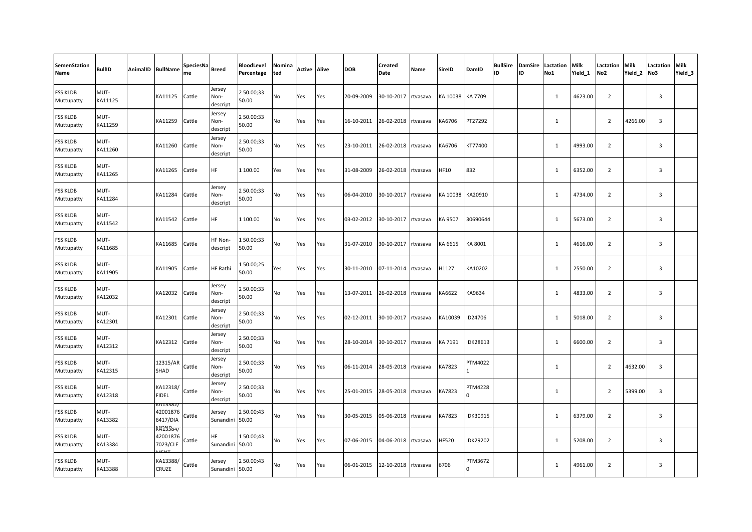| SemenStation Name | BullID | AnimalID | BullName | SpeciesName | Breed | BloodLevel Percentage | Nominated | Active | Alive | DOB | Created Date | Name | SireID | DamID | BullSire ID | DamSire ID | Lactation No1 | Milk Yield_1 | Lactation No2 | Milk Yield_2 | Lactation No3 | Milk Yield_3 |
|---|---|---|---|---|---|---|---|---|---|---|---|---|---|---|---|---|---|---|---|---|---|---|
| FSS KLDB Muttupatty | MUT-KA11125 | | KA11125 | Cattle | Jersey Non-descript | 2 50.00;33 50.00 | No | Yes | Yes | 20-09-2009 | 30-10-2017 | rtvasava | KA 10038 | KA 7709 | | | 1 | 4623.00 | 2 | | 3 | |
| FSS KLDB Muttupatty | MUT-KA11259 | | KA11259 | Cattle | Jersey Non-descript | 2 50.00;33 50.00 | No | Yes | Yes | 16-10-2011 | 26-02-2018 | rtvasava | KA6706 | PT27292 | | | 1 | | 2 | 4266.00 | 3 | |
| FSS KLDB Muttupatty | MUT-KA11260 | | KA11260 | Cattle | Jersey Non-descript | 2 50.00;33 50.00 | No | Yes | Yes | 23-10-2011 | 26-02-2018 | rtvasava | KA6706 | KT77400 | | | 1 | 4993.00 | 2 | | 3 | |
| FSS KLDB Muttupatty | MUT-KA11265 | | KA11265 | Cattle | HF | 1 100.00 | Yes | Yes | Yes | 31-08-2009 | 26-02-2018 | rtvasava | HF10 | 832 | | | 1 | 6352.00 | 2 | | 3 | |
| FSS KLDB Muttupatty | MUT-KA11284 | | KA11284 | Cattle | Jersey Non-descript | 2 50.00;33 50.00 | No | Yes | Yes | 06-04-2010 | 30-10-2017 | rtvasava | KA 10038 | KA20910 | | | 1 | 4734.00 | 2 | | 3 | |
| FSS KLDB Muttupatty | MUT-KA11542 | | KA11542 | Cattle | HF | 1 100.00 | No | Yes | Yes | 03-02-2012 | 30-10-2017 | rtvasava | KA 9507 | 30690644 | | | 1 | 5673.00 | 2 | | 3 | |
| FSS KLDB Muttupatty | MUT-KA11685 | | KA11685 | Cattle | HF Non-descript | 1 50.00;33 50.00 | No | Yes | Yes | 31-07-2010 | 30-10-2017 | rtvasava | KA 6615 | KA 8001 | | | 1 | 4616.00 | 2 | | 3 | |
| FSS KLDB Muttupatty | MUT-KA11905 | | KA11905 | Cattle | HF Rathi | 1 50.00;25 50.00 | Yes | Yes | Yes | 30-11-2010 | 07-11-2014 | rtvasava | H1127 | KA10202 | | | 1 | 2550.00 | 2 | | 3 | |
| FSS KLDB Muttupatty | MUT-KA12032 | | KA12032 | Cattle | Jersey Non-descript | 2 50.00;33 50.00 | No | Yes | Yes | 13-07-2011 | 26-02-2018 | rtvasava | KA6622 | KA9634 | | | 1 | 4833.00 | 2 | | 3 | |
| FSS KLDB Muttupatty | MUT-KA12301 | | KA12301 | Cattle | Jersey Non-descript | 2 50.00;33 50.00 | No | Yes | Yes | 02-12-2011 | 30-10-2017 | rtvasava | KA10039 | ID24706 | | | 1 | 5018.00 | 2 | | 3 | |
| FSS KLDB Muttupatty | MUT-KA12312 | | KA12312 | Cattle | Jersey Non-descript | 2 50.00;33 50.00 | No | Yes | Yes | 28-10-2014 | 30-10-2017 | rtvasava | KA 7191 | IDK28613 | | | 1 | 6600.00 | 2 | | 3 | |
| FSS KLDB Muttupatty | MUT-KA12315 | | 12315/ARSHAD | Cattle | Jersey Non-descript | 2 50.00;33 50.00 | No | Yes | Yes | 06-11-2014 | 28-05-2018 | rtvasava | KA7823 | PTM40221 | | | 1 | | 2 | 4632.00 | 3 | |
| FSS KLDB Muttupatty | MUT-KA12318 | | KA12318/FIDEL | Cattle | Jersey Non-descript | 2 50.00;33 50.00 | No | Yes | Yes | 25-01-2015 | 28-05-2018 | rtvasava | KA7823 | PTM42280 | | | 1 | | 2 | 5399.00 | 3 | |
| FSS KLDB Muttupatty | MUT-KA13382 | | KA13382/42001876 6417/DIAMOND | Cattle | Jersey Sunandini | 2 50.00;43 50.00 | No | Yes | Yes | 30-05-2015 | 05-06-2018 | rtvasava | KA7823 | IDK30915 | | | 1 | 6379.00 | 2 | | 3 | |
| FSS KLDB Muttupatty | MUT-KA13384 | | KA13384/42001876 7023/CLEMENT | Cattle | HF Sunandini | 1 50.00;43 50.00 | No | Yes | Yes | 07-06-2015 | 04-06-2018 | rtvasava | HF520 | IDK29202 | | | 1 | 5208.00 | 2 | | 3 | |
| FSS KLDB Muttupatty | MUT-KA13388 | | KA13388/CRUZE | Cattle | Jersey Sunandini | 2 50.00;43 50.00 | No | Yes | Yes | 06-01-2015 | 12-10-2018 | rtvasava | 6706 | PTM36720 | | | 1 | 4961.00 | 2 | | 3 | |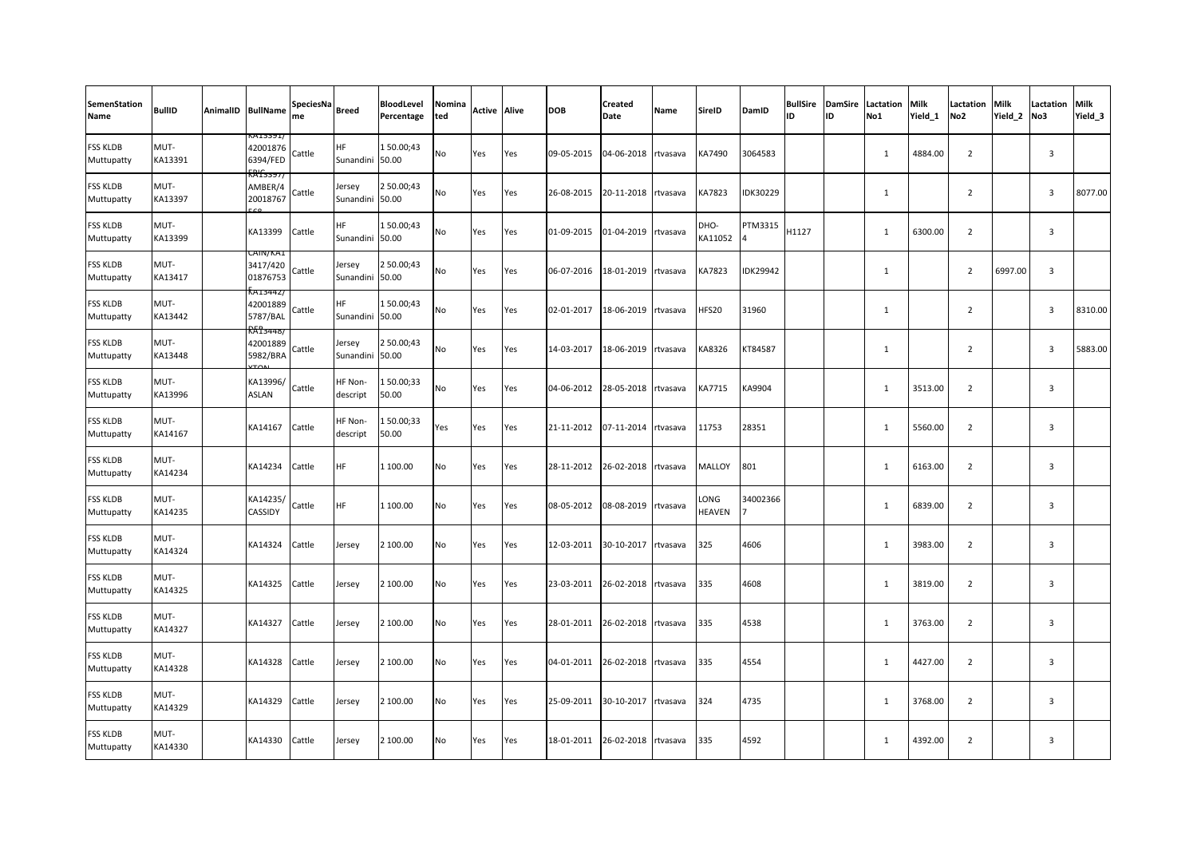| SemenStation Name | BullID | AnimalID | BullName | SpeciesName | Breed | BloodLevel Percentage | Nominated | Active | Alive | DOB | Created Date | Name | SireID | DamID | BullSire ID | DamSire ID | Lactation No1 | Milk Yield_1 | Lactation No2 | Milk Yield_2 | Lactation No3 | Milk Yield_3 |
|---|---|---|---|---|---|---|---|---|---|---|---|---|---|---|---|---|---|---|---|---|---|---|
| FSS KLDB Muttupatty | MUT-KA13391 | | KA13391/42001876 6394/FED | Cattle | HF Sunandini | 1 50.00;43 50.00 | No | Yes | Yes | 09-05-2015 | 04-06-2018 | rtvasava | KA7490 | 3064583 | | | 1 | 4884.00 | 2 | | 3 | |
| FSS KLDB Muttupatty | MUT-KA13397 | | KA13397/AMBER/4 20018767 | Cattle | Jersey Sunandini | 2 50.00;43 50.00 | No | Yes | Yes | 26-08-2015 | 20-11-2018 | rtvasava | KA7823 | IDK30229 | | | 1 | | 2 | | 3 | 8077.00 |
| FSS KLDB Muttupatty | MUT-KA13399 | | KA13399 | Cattle | HF Sunandini | 1 50.00;43 50.00 | No | Yes | Yes | 01-09-2015 | 01-04-2019 | rtvasava | DHO-KA11052 | PTM33154 | H1127 | | 1 | 6300.00 | 2 | | 3 | |
| FSS KLDB Muttupatty | MUT-KA13417 | | CAIN/KA13417/420 01876753 | Cattle | Jersey Sunandini | 2 50.00;43 50.00 | No | Yes | Yes | 06-07-2016 | 18-01-2019 | rtvasava | KA7823 | IDK29942 | | | 1 | | 2 | 6997.00 | 3 | |
| FSS KLDB Muttupatty | MUT-KA13442 | | KA13442/42001889 5787/BAL | Cattle | HF Sunandini | 1 50.00;43 50.00 | No | Yes | Yes | 02-01-2017 | 18-06-2019 | rtvasava | HFS20 | 31960 | | | 1 | | 2 | | 3 | 8310.00 |
| FSS KLDB Muttupatty | MUT-KA13448 | | KA13448/42001889 5982/BRAXTON | Cattle | Jersey Sunandini | 2 50.00;43 50.00 | No | Yes | Yes | 14-03-2017 | 18-06-2019 | rtvasava | KA8326 | KT84587 | | | 1 | | 2 | | 3 | 5883.00 |
| FSS KLDB Muttupatty | MUT-KA13996 | | KA13996/ASLAN | Cattle | HF Non-descript | 1 50.00;33 50.00 | No | Yes | Yes | 04-06-2012 | 28-05-2018 | rtvasava | KA7715 | KA9904 | | | 1 | 3513.00 | 2 | | 3 | |
| FSS KLDB Muttupatty | MUT-KA14167 | | KA14167 | Cattle | HF Non-descript | 1 50.00;33 50.00 | Yes | Yes | Yes | 21-11-2012 | 07-11-2014 | rtvasava | 11753 | 28351 | | | 1 | 5560.00 | 2 | | 3 | |
| FSS KLDB Muttupatty | MUT-KA14234 | | KA14234 | Cattle | HF | 1 100.00 | No | Yes | Yes | 28-11-2012 | 26-02-2018 | rtvasava | MALLOY | 801 | | | 1 | 6163.00 | 2 | | 3 | |
| FSS KLDB Muttupatty | MUT-KA14235 | | KA14235/CASSIDY | Cattle | HF | 1 100.00 | No | Yes | Yes | 08-05-2012 | 08-08-2019 | rtvasava | LONG HEAVEN | 340023667 | | | 1 | 6839.00 | 2 | | 3 | |
| FSS KLDB Muttupatty | MUT-KA14324 | | KA14324 | Cattle | Jersey | 2 100.00 | No | Yes | Yes | 12-03-2011 | 30-10-2017 | rtvasava | 325 | 4606 | | | 1 | 3983.00 | 2 | | 3 | |
| FSS KLDB Muttupatty | MUT-KA14325 | | KA14325 | Cattle | Jersey | 2 100.00 | No | Yes | Yes | 23-03-2011 | 26-02-2018 | rtvasava | 335 | 4608 | | | 1 | 3819.00 | 2 | | 3 | |
| FSS KLDB Muttupatty | MUT-KA14327 | | KA14327 | Cattle | Jersey | 2 100.00 | No | Yes | Yes | 28-01-2011 | 26-02-2018 | rtvasava | 335 | 4538 | | | 1 | 3763.00 | 2 | | 3 | |
| FSS KLDB Muttupatty | MUT-KA14328 | | KA14328 | Cattle | Jersey | 2 100.00 | No | Yes | Yes | 04-01-2011 | 26-02-2018 | rtvasava | 335 | 4554 | | | 1 | 4427.00 | 2 | | 3 | |
| FSS KLDB Muttupatty | MUT-KA14329 | | KA14329 | Cattle | Jersey | 2 100.00 | No | Yes | Yes | 25-09-2011 | 30-10-2017 | rtvasava | 324 | 4735 | | | 1 | 3768.00 | 2 | | 3 | |
| FSS KLDB Muttupatty | MUT-KA14330 | | KA14330 | Cattle | Jersey | 2 100.00 | No | Yes | Yes | 18-01-2011 | 26-02-2018 | rtvasava | 335 | 4592 | | | 1 | 4392.00 | 2 | | 3 | |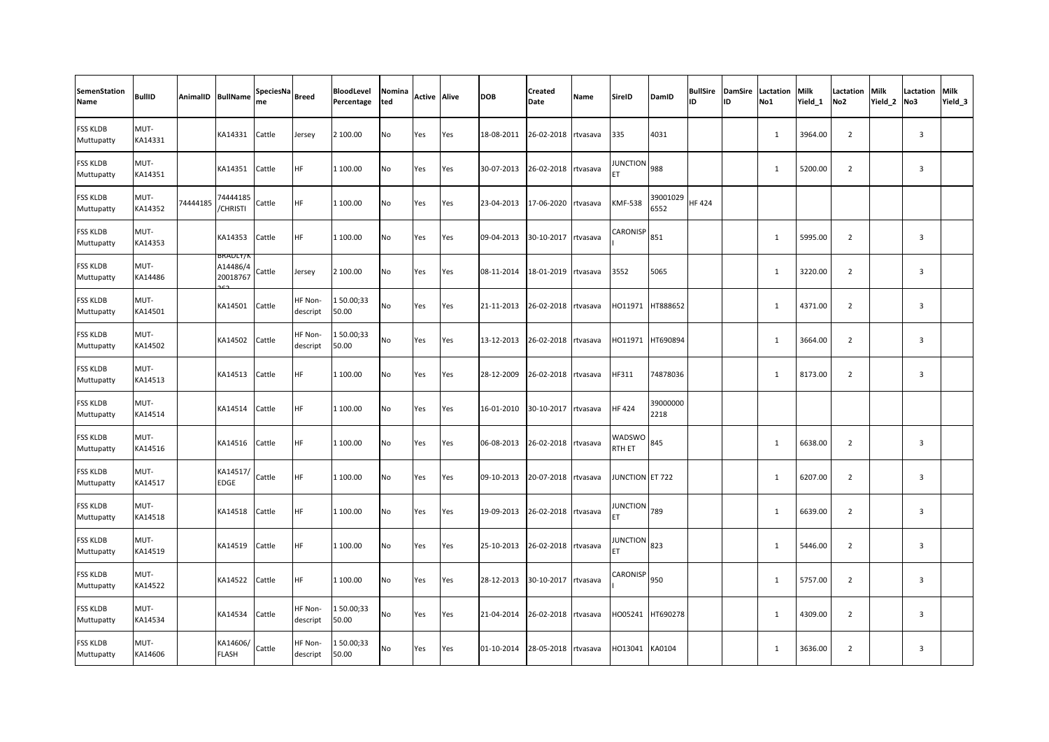| SemenStation Name | BullID | AnimalID | BullName | SpeciesName | Breed | BloodLevel Percentage | Nominated | Active | Alive | DOB | Created Date | Name | SireID | DamID | BullSire ID | DamSire ID | Lactation No1 | Milk Yield_1 | Lactation No2 | Milk Yield_2 | Lactation No3 | Milk Yield_3 |
|---|---|---|---|---|---|---|---|---|---|---|---|---|---|---|---|---|---|---|---|---|---|---|
| FSS KLDB Muttupatty | MUT-KA14331 | | KA14331 | Cattle | Jersey | 2 100.00 | No | Yes | Yes | 18-08-2011 | 26-02-2018 | rtvasava | 335 | 4031 | | | 1 | 3964.00 | 2 | | 3 | |
| FSS KLDB Muttupatty | MUT-KA14351 | | KA14351 | Cattle | HF | 1 100.00 | No | Yes | Yes | 30-07-2013 | 26-02-2018 | rtvasava | JUNCTION ET | 988 | | | 1 | 5200.00 | 2 | | 3 | |
| FSS KLDB Muttupatty | MUT-KA14352 | 74444185 | 74444185/CHRISTI | Cattle | HF | 1 100.00 | No | Yes | Yes | 23-04-2013 | 17-06-2020 | rtvasava | KMF-538 | 390010296552 | HF 424 | | | | | | | |
| FSS KLDB Muttupatty | MUT-KA14353 | | KA14353 | Cattle | HF | 1 100.00 | No | Yes | Yes | 09-04-2013 | 30-10-2017 | rtvasava | CARONISPI | 851 | | | 1 | 5995.00 | 2 | | 3 | |
| FSS KLDB Muttupatty | MUT-KA14486 | | BRADLY/KA14486/420018767262 | Cattle | Jersey | 2 100.00 | No | Yes | Yes | 08-11-2014 | 18-01-2019 | rtvasava | 3552 | 5065 | | | 1 | 3220.00 | 2 | | 3 | |
| FSS KLDB Muttupatty | MUT-KA14501 | | KA14501 | Cattle | HF Non-descript | 1 50.00;33 50.00 | No | Yes | Yes | 21-11-2013 | 26-02-2018 | rtvasava | HO11971 | HT888652 | | | 1 | 4371.00 | 2 | | 3 | |
| FSS KLDB Muttupatty | MUT-KA14502 | | KA14502 | Cattle | HF Non-descript | 1 50.00;33 50.00 | No | Yes | Yes | 13-12-2013 | 26-02-2018 | rtvasava | HO11971 | HT690894 | | | 1 | 3664.00 | 2 | | 3 | |
| FSS KLDB Muttupatty | MUT-KA14513 | | KA14513 | Cattle | HF | 1 100.00 | No | Yes | Yes | 28-12-2009 | 26-02-2018 | rtvasava | HF311 | 74878036 | | | 1 | 8173.00 | 2 | | 3 | |
| FSS KLDB Muttupatty | MUT-KA14514 | | KA14514 | Cattle | HF | 1 100.00 | No | Yes | Yes | 16-01-2010 | 30-10-2017 | rtvasava | HF 424 | 390000002218 | | | | | | | | |
| FSS KLDB Muttupatty | MUT-KA14516 | | KA14516 | Cattle | HF | 1 100.00 | No | Yes | Yes | 06-08-2013 | 26-02-2018 | rtvasava | WADSWORTH ET | 845 | | | 1 | 6638.00 | 2 | | 3 | |
| FSS KLDB Muttupatty | MUT-KA14517 | | KA14517/EDGE | Cattle | HF | 1 100.00 | No | Yes | Yes | 09-10-2013 | 20-07-2018 | rtvasava | JUNCTION | ET 722 | | | 1 | 6207.00 | 2 | | 3 | |
| FSS KLDB Muttupatty | MUT-KA14518 | | KA14518 | Cattle | HF | 1 100.00 | No | Yes | Yes | 19-09-2013 | 26-02-2018 | rtvasava | JUNCTION ET | 789 | | | 1 | 6639.00 | 2 | | 3 | |
| FSS KLDB Muttupatty | MUT-KA14519 | | KA14519 | Cattle | HF | 1 100.00 | No | Yes | Yes | 25-10-2013 | 26-02-2018 | rtvasava | JUNCTION ET | 823 | | | 1 | 5446.00 | 2 | | 3 | |
| FSS KLDB Muttupatty | MUT-KA14522 | | KA14522 | Cattle | HF | 1 100.00 | No | Yes | Yes | 28-12-2013 | 30-10-2017 | rtvasava | CARONISPI | 950 | | | 1 | 5757.00 | 2 | | 3 | |
| FSS KLDB Muttupatty | MUT-KA14534 | | KA14534 | Cattle | HF Non-descript | 1 50.00;33 50.00 | No | Yes | Yes | 21-04-2014 | 26-02-2018 | rtvasava | HO05241 | HT690278 | | | 1 | 4309.00 | 2 | | 3 | |
| FSS KLDB Muttupatty | MUT-KA14606 | | KA14606/FLASH | Cattle | HF Non-descript | 1 50.00;33 50.00 | No | Yes | Yes | 01-10-2014 | 28-05-2018 | rtvasava | HO13041 | KA0104 | | | 1 | 3636.00 | 2 | | 3 | |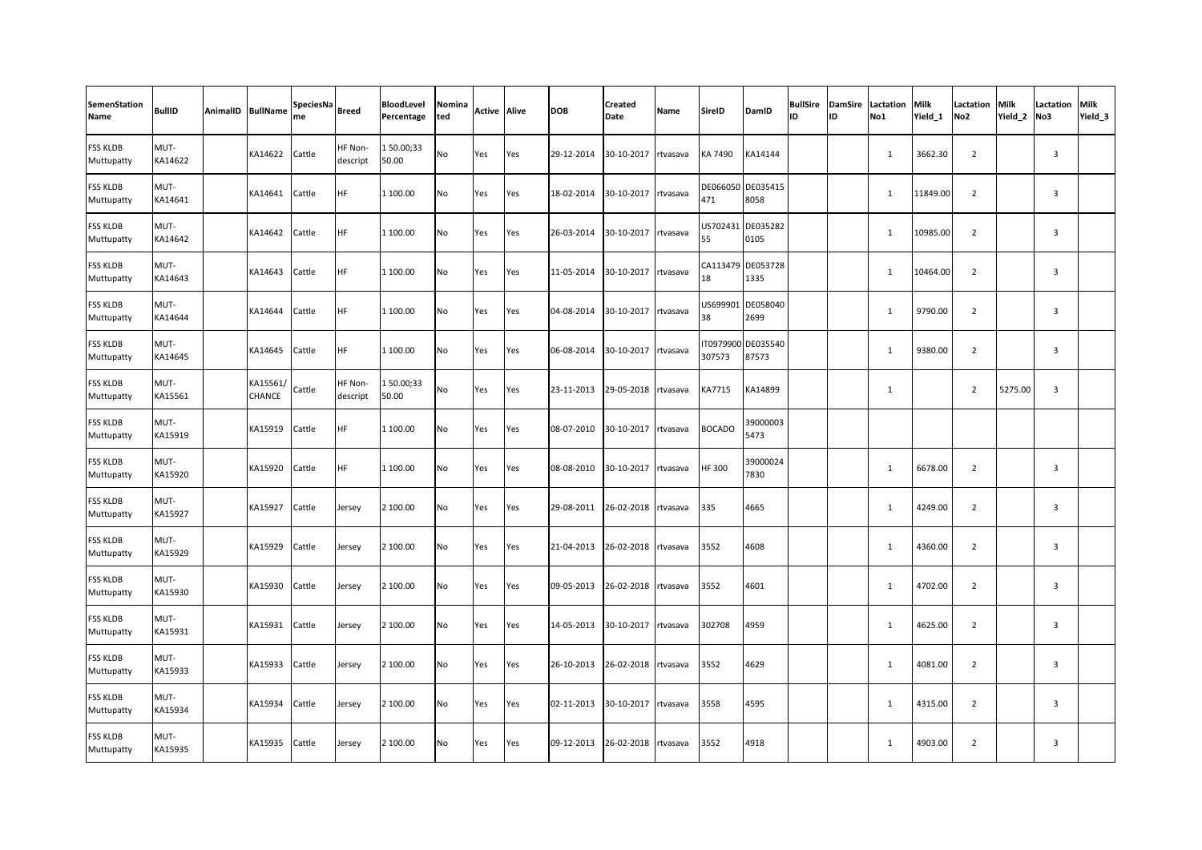| SemenStation Name | BullID | AnimalID | BullName | SpeciesName | Breed | BloodLevel Percentage | Nominated | Active | Alive | DOB | Created Date | Name | SireID | DamID | BullSire ID | DamSire ID | Lactation No1 | Milk Yield_1 | Lactation No2 | Milk Yield_2 | Lactation No3 | Milk Yield_3 |
|---|---|---|---|---|---|---|---|---|---|---|---|---|---|---|---|---|---|---|---|---|---|---|
| FSS KLDB Muttupatty | MUT-KA14622 | | KA14622 | Cattle | HF Non-descript | 1 50.00;33 50.00 | No | Yes | Yes | 29-12-2014 | 30-10-2017 | rtvasava | KA 7490 | KA14144 | | | 1 | 3662.30 | 2 | | 3 | |
| FSS KLDB Muttupatty | MUT-KA14641 | | KA14641 | Cattle | HF | 1 100.00 | No | Yes | Yes | 18-02-2014 | 30-10-2017 | rtvasava | DE066050471 | DE0354158058 | | | 1 | 11849.00 | 2 | | 3 | |
| FSS KLDB Muttupatty | MUT-KA14642 | | KA14642 | Cattle | HF | 1 100.00 | No | Yes | Yes | 26-03-2014 | 30-10-2017 | rtvasava | US70243155 | DE0352820105 | | | 1 | 10985.00 | 2 | | 3 | |
| FSS KLDB Muttupatty | MUT-KA14643 | | KA14643 | Cattle | HF | 1 100.00 | No | Yes | Yes | 11-05-2014 | 30-10-2017 | rtvasava | CA11347918 | DE0537281335 | | | 1 | 10464.00 | 2 | | 3 | |
| FSS KLDB Muttupatty | MUT-KA14644 | | KA14644 | Cattle | HF | 1 100.00 | No | Yes | Yes | 04-08-2014 | 30-10-2017 | rtvasava | US69990138 | DE0580402699 | | | 1 | 9790.00 | 2 | | 3 | |
| FSS KLDB Muttupatty | MUT-KA14645 | | KA14645 | Cattle | HF | 1 100.00 | No | Yes | Yes | 06-08-2014 | 30-10-2017 | rtvasava | IT0979900307573 | DE03554087573 | | | 1 | 9380.00 | 2 | | 3 | |
| FSS KLDB Muttupatty | MUT-KA15561 | | KA15561/CHANCE | Cattle | HF Non-descript | 1 50.00;33 50.00 | No | Yes | Yes | 23-11-2013 | 29-05-2018 | rtvasava | KA7715 | KA14899 | | | 1 | | 2 | 5275.00 | 3 | |
| FSS KLDB Muttupatty | MUT-KA15919 | | KA15919 | Cattle | HF | 1 100.00 | No | Yes | Yes | 08-07-2010 | 30-10-2017 | rtvasava | BOCADO | 390000035473 | | | | | | | | |
| FSS KLDB Muttupatty | MUT-KA15920 | | KA15920 | Cattle | HF | 1 100.00 | No | Yes | Yes | 08-08-2010 | 30-10-2017 | rtvasava | HF 300 | 390000247830 | | | 1 | 6678.00 | 2 | | 3 | |
| FSS KLDB Muttupatty | MUT-KA15927 | | KA15927 | Cattle | Jersey | 2 100.00 | No | Yes | Yes | 29-08-2011 | 26-02-2018 | rtvasava | 335 | 4665 | | | 1 | 4249.00 | 2 | | 3 | |
| FSS KLDB Muttupatty | MUT-KA15929 | | KA15929 | Cattle | Jersey | 2 100.00 | No | Yes | Yes | 21-04-2013 | 26-02-2018 | rtvasava | 3552 | 4608 | | | 1 | 4360.00 | 2 | | 3 | |
| FSS KLDB Muttupatty | MUT-KA15930 | | KA15930 | Cattle | Jersey | 2 100.00 | No | Yes | Yes | 09-05-2013 | 26-02-2018 | rtvasava | 3552 | 4601 | | | 1 | 4702.00 | 2 | | 3 | |
| FSS KLDB Muttupatty | MUT-KA15931 | | KA15931 | Cattle | Jersey | 2 100.00 | No | Yes | Yes | 14-05-2013 | 30-10-2017 | rtvasava | 302708 | 4959 | | | 1 | 4625.00 | 2 | | 3 | |
| FSS KLDB Muttupatty | MUT-KA15933 | | KA15933 | Cattle | Jersey | 2 100.00 | No | Yes | Yes | 26-10-2013 | 26-02-2018 | rtvasava | 3552 | 4629 | | | 1 | 4081.00 | 2 | | 3 | |
| FSS KLDB Muttupatty | MUT-KA15934 | | KA15934 | Cattle | Jersey | 2 100.00 | No | Yes | Yes | 02-11-2013 | 30-10-2017 | rtvasava | 3558 | 4595 | | | 1 | 4315.00 | 2 | | 3 | |
| FSS KLDB Muttupatty | MUT-KA15935 | | KA15935 | Cattle | Jersey | 2 100.00 | No | Yes | Yes | 09-12-2013 | 26-02-2018 | rtvasava | 3552 | 4918 | | | 1 | 4903.00 | 2 | | 3 | |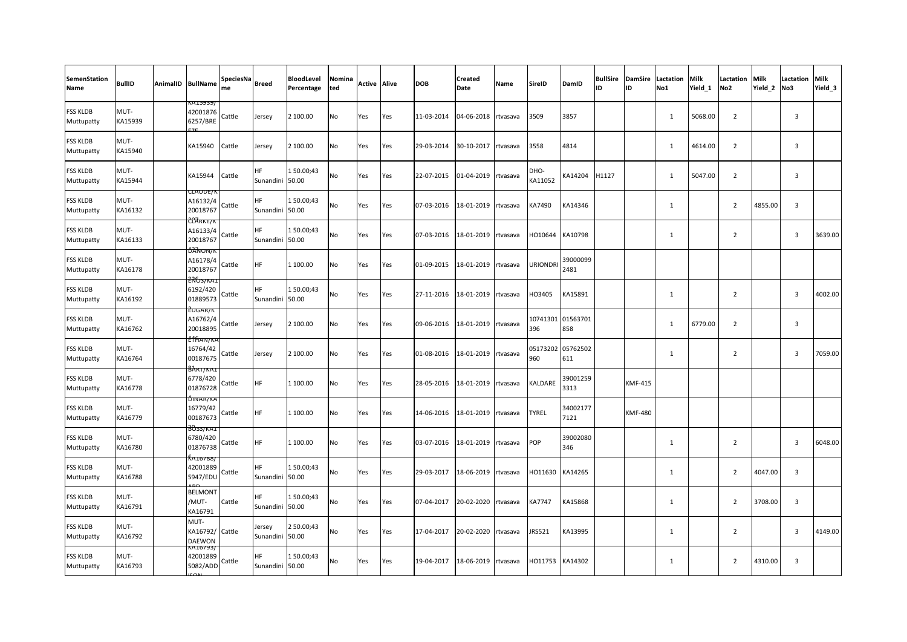| SemenStation Name | BullID | AnimalID | BullName | SpeciesName | Breed | BloodLevel Percentage | Nominated | Active | Alive | DOB | Created Date | Name | SireID | DamID | BullSire ID | DamSire ID | Lactation No1 | Milk Yield_1 | Lactation No2 | Milk Yield_2 | Lactation No3 | Milk Yield_3 |
|---|---|---|---|---|---|---|---|---|---|---|---|---|---|---|---|---|---|---|---|---|---|---|
| FSS KLDB Muttupatty | MUT-KA15939 | | KA15939/42001876 6257/BREEZE | Cattle | Jersey | 2 100.00 | No | Yes | Yes | 11-03-2014 | 04-06-2018 | rtvasava | 3509 | 3857 | | | 1 | 5068.00 | 2 | | 3 | |
| FSS KLDB Muttupatty | MUT-KA15940 | | KA15940 | Cattle | Jersey | 2 100.00 | No | Yes | Yes | 29-03-2014 | 30-10-2017 | rtvasava | 3558 | 4814 | | | 1 | 4614.00 | 2 | | 3 | |
| FSS KLDB Muttupatty | MUT-KA15944 | | KA15944 | Cattle | HF Sunandini | 1 50.00;43 50.00 | No | Yes | Yes | 22-07-2015 | 01-04-2019 | rtvasava | DHO-KA11052 | KA14204 | H1127 | | 1 | 5047.00 | 2 | | 3 | |
| FSS KLDB Muttupatty | MUT-KA16132 | | CLAUDE/KA16132/420018767207 | Cattle | HF Sunandini | 1 50.00;43 50.00 | No | Yes | Yes | 07-03-2016 | 18-01-2019 | rtvasava | KA7490 | KA14346 | | | 1 | | 2 | 4855.00 | 3 | |
| FSS KLDB Muttupatty | MUT-KA16133 | | CLARKE/KA16133/420018767431 | Cattle | HF Sunandini | 1 50.00;43 50.00 | No | Yes | Yes | 07-03-2016 | 18-01-2019 | rtvasava | HO10644 | KA10798 | | | 1 | | 2 | | 3 | 3639.00 |
| FSS KLDB Muttupatty | MUT-KA16178 | | DANON/KA16178/420018767276 | Cattle | HF | 1 100.00 | No | Yes | Yes | 01-09-2015 | 18-01-2019 | rtvasava | URIONDRI | 390000992481 | | | | | | | | |
| FSS KLDB Muttupatty | MUT-KA16192 | | ENOS/KA16192/42001889573 | Cattle | HF Sunandini | 1 50.00;43 50.00 | No | Yes | Yes | 27-11-2016 | 18-01-2019 | rtvasava | HO3405 | KA15891 | | | 1 | | 2 | | 3 | 4002.00 |
| FSS KLDB Muttupatty | MUT-KA16762 | | EDGAR/KA16762/420018895446 | Cattle | Jersey | 2 100.00 | No | Yes | Yes | 09-06-2016 | 18-01-2019 | rtvasava | 10741301396 | 01563701858 | | | 1 | 6779.00 | 2 | | 3 | |
| FSS KLDB Muttupatty | MUT-KA16764 | | ETHAN/KA16764/4200187675 83 | Cattle | Jersey | 2 100.00 | No | Yes | Yes | 01-08-2016 | 18-01-2019 | rtvasava | 05173202960 | 05762502611 | | | 1 | | 2 | | 3 | 7059.00 |
| FSS KLDB Muttupatty | MUT-KA16778 | | BART/KA16778/420018767284 | Cattle | HF | 1 100.00 | No | Yes | Yes | 28-05-2016 | 18-01-2019 | rtvasava | KALDARE | 390012593313 | | KMF-415 | | | | | | |
| FSS KLDB Muttupatty | MUT-KA16779 | | DINAR/KA16779/4200187673 30 | Cattle | HF | 1 100.00 | No | Yes | Yes | 14-06-2016 | 18-01-2019 | rtvasava | TYREL | 340021777121 | | KMF-480 | | | | | | |
| FSS KLDB Muttupatty | MUT-KA16780 | | BOSS/KA16780/420018767386 | Cattle | HF | 1 100.00 | No | Yes | Yes | 03-07-2016 | 18-01-2019 | rtvasava | POP | 39002080346 | | | 1 | | 2 | | 3 | 6048.00 |
| FSS KLDB Muttupatty | MUT-KA16788 | | KA16788/420018895947/EDUARD | Cattle | HF Sunandini | 1 50.00;43 50.00 | No | Yes | Yes | 29-03-2017 | 18-06-2019 | rtvasava | HO11630 | KA14265 | | | 1 | | 2 | 4047.00 | 3 | |
| FSS KLDB Muttupatty | MUT-KA16791 | | BELMONT/MUT-KA16791 | Cattle | HF Sunandini | 1 50.00;43 50.00 | No | Yes | Yes | 07-04-2017 | 20-02-2020 | rtvasava | KA7747 | KA15868 | | | 1 | | 2 | 3708.00 | 3 | |
| FSS KLDB Muttupatty | MUT-KA16792 | | MUT-KA16792/DAEWON | Cattle | Jersey Sunandini | 2 50.00;43 50.00 | No | Yes | Yes | 17-04-2017 | 20-02-2020 | rtvasava | JRS521 | KA13995 | | | 1 | | 2 | | 3 | 4149.00 |
| FSS KLDB Muttupatty | MUT-KA16793 | | KA16793/420018895082/ADDISON | Cattle | HF Sunandini | 1 50.00;43 50.00 | No | Yes | Yes | 19-04-2017 | 18-06-2019 | rtvasava | HO11753 | KA14302 | | | 1 | | 2 | 4310.00 | 3 | |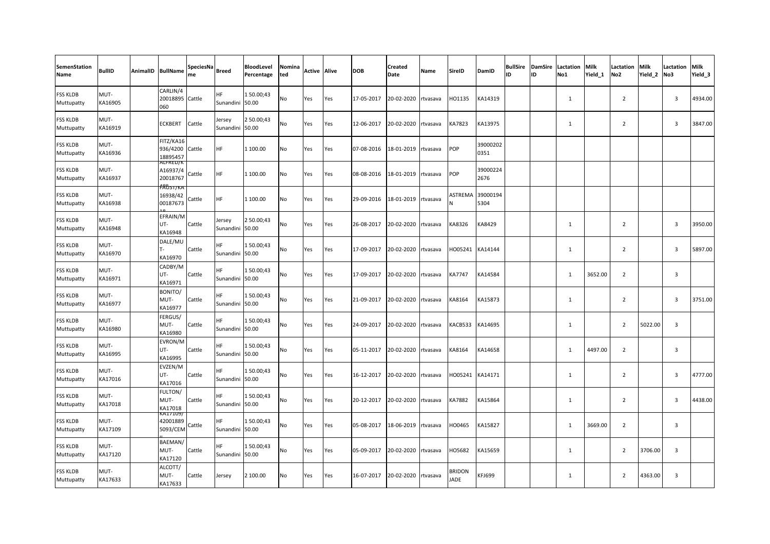| SemenStation Name | BullID | AnimalID | BullName | SpeciesName | Breed | BloodLevel Percentage | Nominated | Active | Alive | DOB | Created Date | Name | SireID | DamID | BullSire ID | DamSire ID | Lactation No1 | Milk Yield_1 | Lactation No2 | Milk Yield_2 | Lactation No3 | Milk Yield_3 |
|---|---|---|---|---|---|---|---|---|---|---|---|---|---|---|---|---|---|---|---|---|---|---|
| FSS KLDB Muttupatty | MUT-KA16905 | | CARLIN/420018895060 | Cattle | HF Sunandini | 1 50.00;43 50.00 | No | Yes | Yes | 17-05-2017 | 20-02-2020 | rtvasava | HO1135 | KA14319 | | | 1 | | 2 | | 3 | 4934.00 |
| FSS KLDB Muttupatty | MUT-KA16919 | | ECKBERT | Cattle | Jersey Sunandini | 2 50.00;43 50.00 | No | Yes | Yes | 12-06-2017 | 20-02-2020 | rtvasava | KA7823 | KA13975 | | | 1 | | 2 | | 3 | 3847.00 |
| FSS KLDB Muttupatty | MUT-KA16936 | | FITZ/KA16936/420018895457 | Cattle | HF | 1 100.00 | No | Yes | Yes | 07-08-2016 | 18-01-2019 | rtvasava | POP | 390002020351 | | | | | | | | |
| FSS KLDB Muttupatty | MUT-KA16937 | | ALFRED/KA16937/420018767480 | Cattle | HF | 1 100.00 | No | Yes | Yes | 08-08-2016 | 18-01-2019 | rtvasava | POP | 390002242676 | | | | | | | | |
| FSS KLDB Muttupatty | MUT-KA16938 | | FAUST/KA16938/4200187673 | Cattle | HF | 1 100.00 | No | Yes | Yes | 29-09-2016 | 18-01-2019 | rtvasava | ASTREMAN | 390001945304 | | | | | | | | |
| FSS KLDB Muttupatty | MUT-KA16948 | | EFRAIN/MUT-KA16948 | Cattle | Jersey Sunandini | 2 50.00;43 50.00 | No | Yes | Yes | 26-08-2017 | 20-02-2020 | rtvasava | KA8326 | KA8429 | | | 1 | | 2 | | 3 | 3950.00 |
| FSS KLDB Muttupatty | MUT-KA16970 | | DALE/MUT-KA16970 | Cattle | HF Sunandini | 1 50.00;43 50.00 | No | Yes | Yes | 17-09-2017 | 20-02-2020 | rtvasava | HO05241 | KA14144 | | | 1 | | 2 | | 3 | 5897.00 |
| FSS KLDB Muttupatty | MUT-KA16971 | | CADBY/MUT-KA16971 | Cattle | HF Sunandini | 1 50.00;43 50.00 | No | Yes | Yes | 17-09-2017 | 20-02-2020 | rtvasava | KA7747 | KA14584 | | | 1 | 3652.00 | 2 | | 3 | |
| FSS KLDB Muttupatty | MUT-KA16977 | | BONITO/MUT-KA16977 | Cattle | HF Sunandini | 1 50.00;43 50.00 | No | Yes | Yes | 21-09-2017 | 20-02-2020 | rtvasava | KA8164 | KA15873 | | | 1 | | 2 | | 3 | 3751.00 |
| FSS KLDB Muttupatty | MUT-KA16980 | | FERGUS/MUT-KA16980 | Cattle | HF Sunandini | 1 50.00;43 50.00 | No | Yes | Yes | 24-09-2017 | 20-02-2020 | rtvasava | KACB533 | KA14695 | | | 1 | | 2 | 5022.00 | 3 | |
| FSS KLDB Muttupatty | MUT-KA16995 | | EVRON/MUT-KA16995 | Cattle | HF Sunandini | 1 50.00;43 50.00 | No | Yes | Yes | 05-11-2017 | 20-02-2020 | rtvasava | KA8164 | KA14658 | | | 1 | 4497.00 | 2 | | 3 | |
| FSS KLDB Muttupatty | MUT-KA17016 | | EVZEN/MUT-KA17016 | Cattle | HF Sunandini | 1 50.00;43 50.00 | No | Yes | Yes | 16-12-2017 | 20-02-2020 | rtvasava | HO05241 | KA14171 | | | 1 | | 2 | | 3 | 4777.00 |
| FSS KLDB Muttupatty | MUT-KA17018 | | FULTON/MUT-KA17018 | Cattle | HF Sunandini | 1 50.00;43 50.00 | No | Yes | Yes | 20-12-2017 | 20-02-2020 | rtvasava | KA7882 | KA15864 | | | 1 | | 2 | | 3 | 4438.00 |
| FSS KLDB Muttupatty | MUT-KA17109 | | KA17109/420018895093/CEM | Cattle | HF Sunandini | 1 50.00;43 50.00 | No | Yes | Yes | 05-08-2017 | 18-06-2019 | rtvasava | HO0465 | KA15827 | | | 1 | 3669.00 | 2 | | 3 | |
| FSS KLDB Muttupatty | MUT-KA17120 | | BAEMAN/MUT-KA17120 | Cattle | HF Sunandini | 1 50.00;43 50.00 | No | Yes | Yes | 05-09-2017 | 20-02-2020 | rtvasava | HO5682 | KA15659 | | | 1 | | 2 | 3706.00 | 3 | |
| FSS KLDB Muttupatty | MUT-KA17633 | | ALCOTT/MUT-KA17633 | Cattle | Jersey | 2 100.00 | No | Yes | Yes | 16-07-2017 | 20-02-2020 | rtvasava | BRIDON JADE | KFJ699 | | | 1 | | 2 | 4363.00 | 3 | |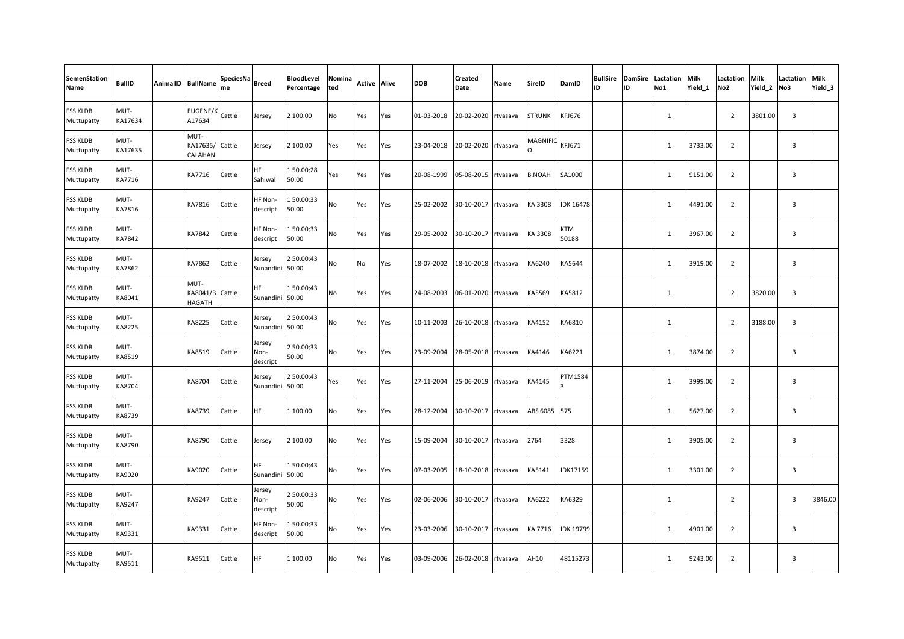| SemenStation Name | BullID | AnimalID | BullName | SpeciesName | Breed | BloodLevel Percentage | Nominated | Active | Alive | DOB | Created Date | Name | SireID | DamID | BullSire ID | DamSire ID | Lactation No1 | Milk Yield_1 | Lactation No2 | Milk Yield_2 | Lactation No3 | Milk Yield_3 |
|---|---|---|---|---|---|---|---|---|---|---|---|---|---|---|---|---|---|---|---|---|---|---|
| FSS KLDB Muttupatty | MUT-KA17634 | | EUGENE/KA17634 | Cattle | Jersey | 2 100.00 | No | Yes | Yes | 01-03-2018 | 20-02-2020 | rtvasava | STRUNK | KFJ676 | | | 1 | | 2 | 3801.00 | 3 | |
| FSS KLDB Muttupatty | MUT-KA17635 | | MUT-KA17635/CALAHAN | Cattle | Jersey | 2 100.00 | Yes | Yes | Yes | 23-04-2018 | 20-02-2020 | rtvasava | MAGNIFICO | KFJ671 | | | 1 | 3733.00 | 2 | | 3 | |
| FSS KLDB Muttupatty | MUT-KA7716 | | KA7716 | Cattle | HF Sahiwal | 1 50.00;28 50.00 | Yes | Yes | Yes | 20-08-1999 | 05-08-2015 | rtvasava | B.NOAH | SA1000 | | | 1 | 9151.00 | 2 | | 3 | |
| FSS KLDB Muttupatty | MUT-KA7816 | | KA7816 | Cattle | HF Non-descript | 1 50.00;33 50.00 | No | Yes | Yes | 25-02-2002 | 30-10-2017 | rtvasava | KA 3308 | IDK 16478 | | | 1 | 4491.00 | 2 | | 3 | |
| FSS KLDB Muttupatty | MUT-KA7842 | | KA7842 | Cattle | HF Non-descript | 1 50.00;33 50.00 | No | Yes | Yes | 29-05-2002 | 30-10-2017 | rtvasava | KA 3308 | KTM 50188 | | | 1 | 3967.00 | 2 | | 3 | |
| FSS KLDB Muttupatty | MUT-KA7862 | | KA7862 | Cattle | Jersey Sunandini | 2 50.00;43 50.00 | No | No | Yes | 18-07-2002 | 18-10-2018 | rtvasava | KA6240 | KA5644 | | | 1 | 3919.00 | 2 | | 3 | |
| FSS KLDB Muttupatty | MUT-KA8041 | | MUT-KA8041/BHAGATH | Cattle | HF Sunandini | 1 50.00;43 50.00 | No | Yes | Yes | 24-08-2003 | 06-01-2020 | rtvasava | KA5569 | KA5812 | | | 1 | | 2 | 3820.00 | 3 | |
| FSS KLDB Muttupatty | MUT-KA8225 | | KA8225 | Cattle | Jersey Sunandini | 2 50.00;43 50.00 | No | Yes | Yes | 10-11-2003 | 26-10-2018 | rtvasava | KA4152 | KA6810 | | | 1 | | 2 | 3188.00 | 3 | |
| FSS KLDB Muttupatty | MUT-KA8519 | | KA8519 | Cattle | Jersey Non-descript | 2 50.00;33 50.00 | No | Yes | Yes | 23-09-2004 | 28-05-2018 | rtvasava | KA4146 | KA6221 | | | 1 | 3874.00 | 2 | | 3 | |
| FSS KLDB Muttupatty | MUT-KA8704 | | KA8704 | Cattle | Jersey Sunandini | 2 50.00;43 50.00 | Yes | Yes | Yes | 27-11-2004 | 25-06-2019 | rtvasava | KA4145 | PTM15843 | | | 1 | 3999.00 | 2 | | 3 | |
| FSS KLDB Muttupatty | MUT-KA8739 | | KA8739 | Cattle | HF | 1 100.00 | No | Yes | Yes | 28-12-2004 | 30-10-2017 | rtvasava | ABS 6085 | 575 | | | 1 | 5627.00 | 2 | | 3 | |
| FSS KLDB Muttupatty | MUT-KA8790 | | KA8790 | Cattle | Jersey | 2 100.00 | No | Yes | Yes | 15-09-2004 | 30-10-2017 | rtvasava | 2764 | 3328 | | | 1 | 3905.00 | 2 | | 3 | |
| FSS KLDB Muttupatty | MUT-KA9020 | | KA9020 | Cattle | HF Sunandini | 1 50.00;43 50.00 | No | Yes | Yes | 07-03-2005 | 18-10-2018 | rtvasava | KA5141 | IDK17159 | | | 1 | 3301.00 | 2 | | 3 | |
| FSS KLDB Muttupatty | MUT-KA9247 | | KA9247 | Cattle | Jersey Non-descript | 2 50.00;33 50.00 | No | Yes | Yes | 02-06-2006 | 30-10-2017 | rtvasava | KA6222 | KA6329 | | | 1 | | 2 | | 3 | 3846.00 |
| FSS KLDB Muttupatty | MUT-KA9331 | | KA9331 | Cattle | HF Non-descript | 1 50.00;33 50.00 | No | Yes | Yes | 23-03-2006 | 30-10-2017 | rtvasava | KA 7716 | IDK 19799 | | | 1 | 4901.00 | 2 | | 3 | |
| FSS KLDB Muttupatty | MUT-KA9511 | | KA9511 | Cattle | HF | 1 100.00 | No | Yes | Yes | 03-09-2006 | 26-02-2018 | rtvasava | AH10 | 48115273 | | | 1 | 9243.00 | 2 | | 3 | |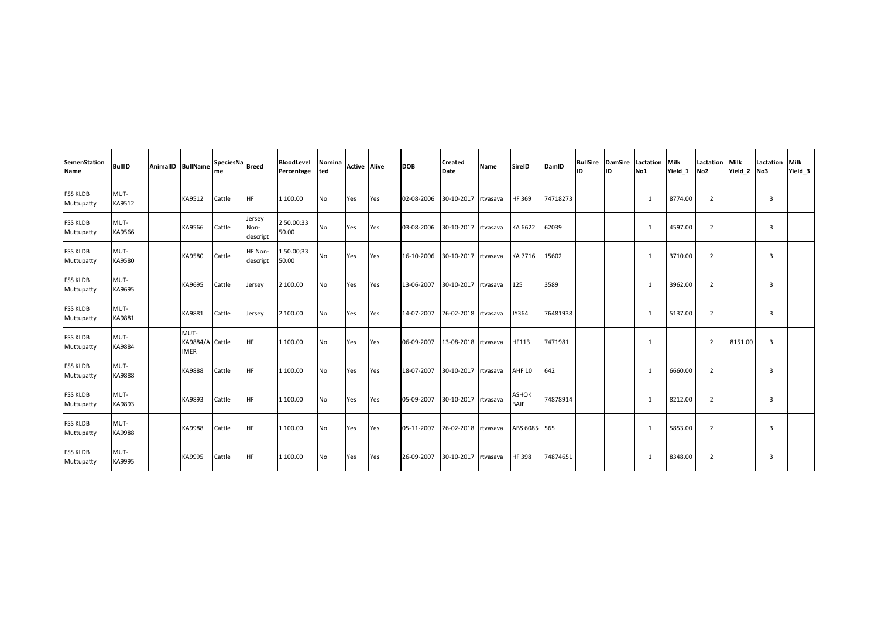| SemenStation Name | BullID | AnimalID | BullName | SpeciesName | Breed | BloodLevel Percentage | Nominated | Active | Alive | DOB | Created Date | Name | SireID | DamID | BullSire ID | DamSire ID | Lactation No1 | Milk Yield_1 | Lactation No2 | Milk Yield_2 | Lactation No3 | Milk Yield_3 |
|---|---|---|---|---|---|---|---|---|---|---|---|---|---|---|---|---|---|---|---|---|---|---|
| FSS KLDB Muttupatty | MUT-KA9512 | | KA9512 | Cattle | HF | 1 100.00 | No | Yes | Yes | 02-08-2006 | 30-10-2017 | rtvasava | HF 369 | 74718273 | | | 1 | 8774.00 | 2 | | 3 | |
| FSS KLDB Muttupatty | MUT-KA9566 | | KA9566 | Cattle | Jersey Non-descript | 2 50.00;33 50.00 | No | Yes | Yes | 03-08-2006 | 30-10-2017 | rtvasava | KA 6622 | 62039 | | | 1 | 4597.00 | 2 | | 3 | |
| FSS KLDB Muttupatty | MUT-KA9580 | | KA9580 | Cattle | HF Non-descript | 1 50.00;33 50.00 | No | Yes | Yes | 16-10-2006 | 30-10-2017 | rtvasava | KA 7716 | 15602 | | | 1 | 3710.00 | 2 | | 3 | |
| FSS KLDB Muttupatty | MUT-KA9695 | | KA9695 | Cattle | Jersey | 2 100.00 | No | Yes | Yes | 13-06-2007 | 30-10-2017 | rtvasava | 125 | 3589 | | | 1 | 3962.00 | 2 | | 3 | |
| FSS KLDB Muttupatty | MUT-KA9881 | | KA9881 | Cattle | Jersey | 2 100.00 | No | Yes | Yes | 14-07-2007 | 26-02-2018 | rtvasava | JY364 | 76481938 | | | 1 | 5137.00 | 2 | | 3 | |
| FSS KLDB Muttupatty | MUT-KA9884 | | MUT-KA9884/AIMER | Cattle | HF | 1 100.00 | No | Yes | Yes | 06-09-2007 | 13-08-2018 | rtvasava | HF113 | 7471981 | | | 1 | | 2 | 8151.00 | 3 | |
| FSS KLDB Muttupatty | MUT-KA9888 | | KA9888 | Cattle | HF | 1 100.00 | No | Yes | Yes | 18-07-2007 | 30-10-2017 | rtvasava | AHF 10 | 642 | | | 1 | 6660.00 | 2 | | 3 | |
| FSS KLDB Muttupatty | MUT-KA9893 | | KA9893 | Cattle | HF | 1 100.00 | No | Yes | Yes | 05-09-2007 | 30-10-2017 | rtvasava | ASHOK BAIF | 74878914 | | | 1 | 8212.00 | 2 | | 3 | |
| FSS KLDB Muttupatty | MUT-KA9988 | | KA9988 | Cattle | HF | 1 100.00 | No | Yes | Yes | 05-11-2007 | 26-02-2018 | rtvasava | ABS 6085 | 565 | | | 1 | 5853.00 | 2 | | 3 | |
| FSS KLDB Muttupatty | MUT-KA9995 | | KA9995 | Cattle | HF | 1 100.00 | No | Yes | Yes | 26-09-2007 | 30-10-2017 | rtvasava | HF 398 | 74874651 | | | 1 | 8348.00 | 2 | | 3 | |